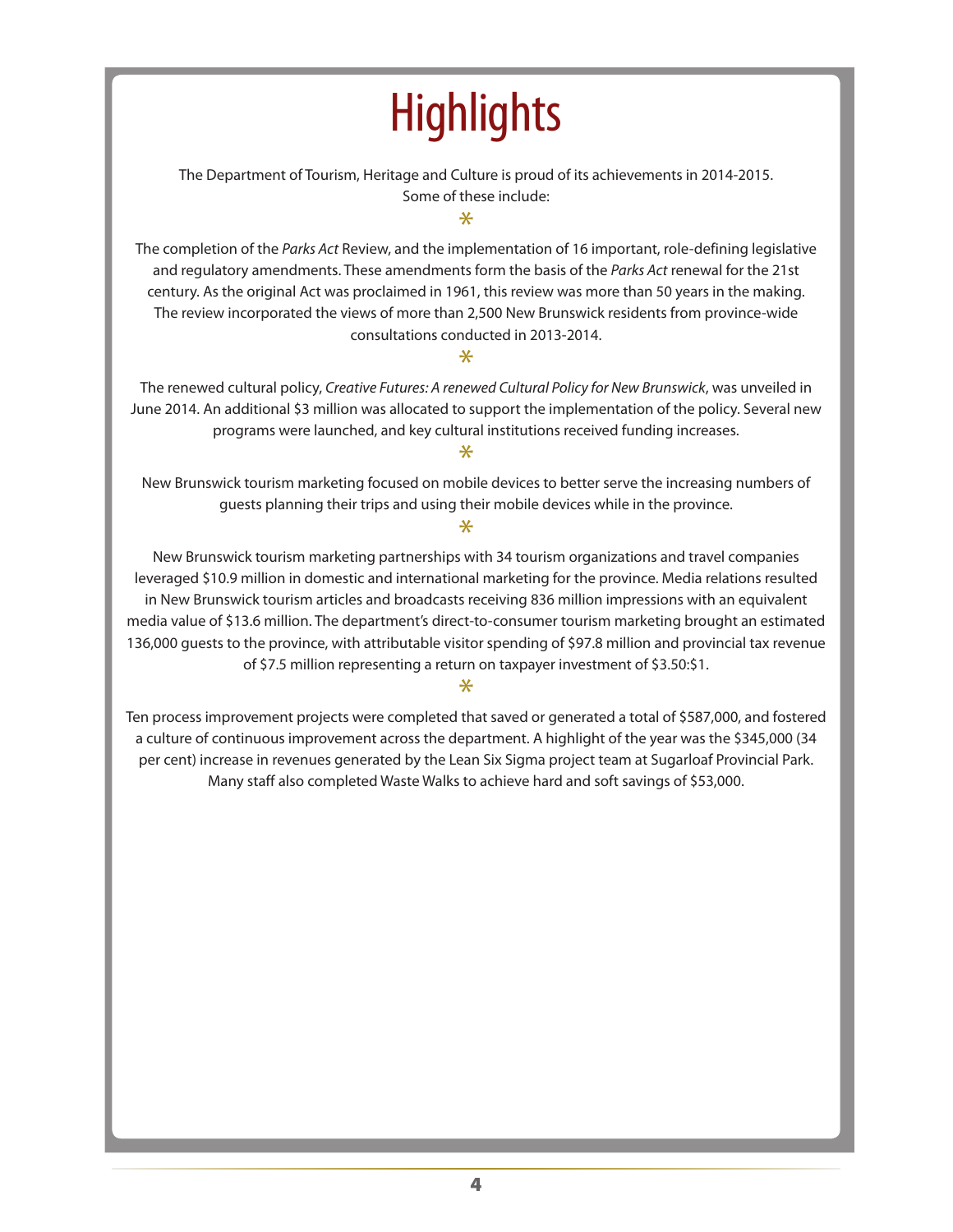# Highlights

The Department of Tourism, Heritage and Culture is proud of its achievements in 2014-2015. Some of these include:

*

The completion of the *Parks Act* Review, and the implementation of 16 important, role-defining legislative and regulatory amendments. These amendments form the basis of the *Parks Act* renewal for the 21st century. As the original Act was proclaimed in 1961, this review was more than 50 years in the making. The review incorporated the views of more than 2,500 New Brunswick residents from province-wide consultations conducted in 2013-2014.

*

The renewed cultural policy, *Creative Futures: A renewed Cultural Policy for New Brunswick*, was unveiled in June 2014. An additional $3 million was allocated to support the implementation of the policy. Several new programs were launched, and key cultural institutions received funding increases.

*

New Brunswick tourism marketing focused on mobile devices to better serve the increasing numbers of guests planning their trips and using their mobile devices while in the province.

*

New Brunswick tourism marketing partnerships with 34 tourism organizations and travel companies leveraged $10.9 million in domestic and international marketing for the province. Media relations resulted in New Brunswick tourism articles and broadcasts receiving 836 million impressions with an equivalent media value of $13.6 million. The department's direct-to-consumer tourism marketing brought an estimated 136,000 guests to the province, with attributable visitor spending of $97.8 million and provincial tax revenue of $7.5 million representing a return on taxpayer investment of $3.50:$1.

*

Ten process improvement projects were completed that saved or generated a total of $587,000, and fostered a culture of continuous improvement across the department. A highlight of the year was the $345,000 (34 per cent) increase in revenues generated by the Lean Six Sigma project team at Sugarloaf Provincial Park. Many staff also completed Waste Walks to achieve hard and soft savings of $53,000.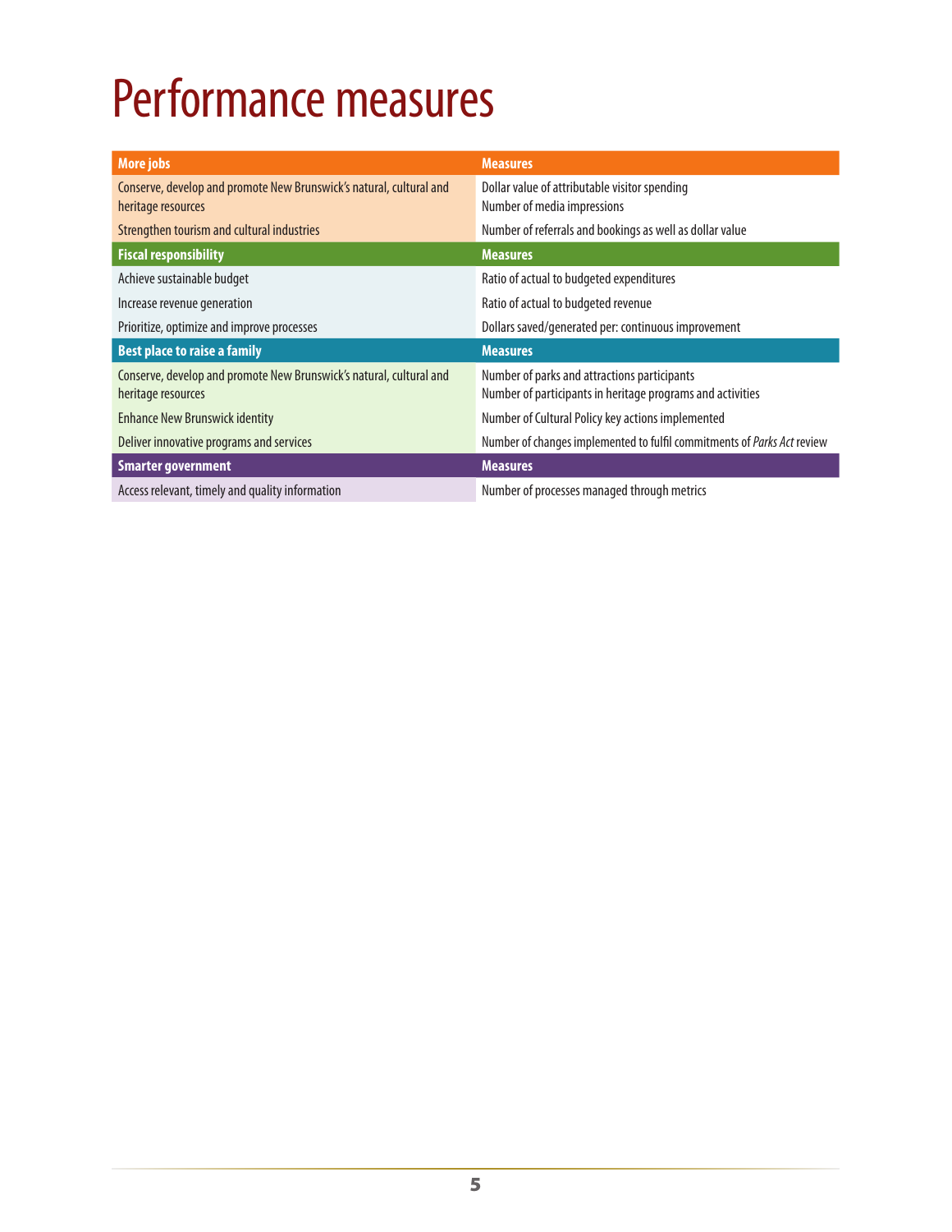# Performance measures

| More jobs | Measures |
|---|---|
| Conserve, develop and promote New Brunswick's natural, cultural and heritage resources | Dollar value of attributable visitor spending<br>Number of media impressions |
| Strengthen tourism and cultural industries | Number of referrals and bookings as well as dollar value |
| **Fiscal responsibility** | **Measures** |
| Achieve sustainable budget | Ratio of actual to budgeted expenditures |
| Increase revenue generation | Ratio of actual to budgeted revenue |
| Prioritize, optimize and improve processes | Dollars saved/generated per: continuous improvement |
| **Best place to raise a family** | **Measures** |
| Conserve, develop and promote New Brunswick's natural, cultural and heritage resources | Number of parks and attractions participants<br>Number of participants in heritage programs and activities |
| Enhance New Brunswick identity | Number of Cultural Policy key actions implemented |
| Deliver innovative programs and services | Number of changes implemented to fulfil commitments of *Parks Act* review |
| **Smarter government** | **Measures** |
| Access relevant, timely and quality information | Number of processes managed through metrics |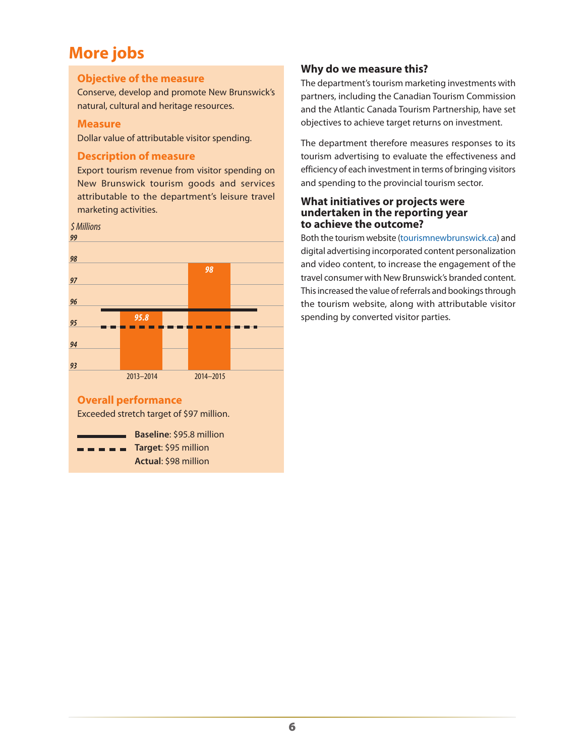# More jobs

## Objective of the measure

Conserve, develop and promote New Brunswick's natural, cultural and heritage resources.

## Measure

Dollar value of attributable visitor spending.

## Description of measure

Export tourism revenue from visitor spending on New Brunswick tourism goods and services attributable to the department's leisure travel marketing activities.

*$ Millions*

| | 2013–2014 | 2014–2015 |
|---|---|---|
| Actual | 95.8 | 98 |

## Overall performance

Exceeded stretch target of $97 million.

**Baseline**: $95.8 million
**Target**: $95 million
**Actual**: $98 million

## Why do we measure this?

The department's tourism marketing investments with partners, including the Canadian Tourism Commission and the Atlantic Canada Tourism Partnership, have set objectives to achieve target returns on investment.

The department therefore measures responses to its tourism advertising to evaluate the effectiveness and efficiency of each investment in terms of bringing visitors and spending to the provincial tourism sector.

## What initiatives or projects were undertaken in the reporting year to achieve the outcome?

Both the tourism website (tourismnewbrunswick.ca) and digital advertising incorporated content personalization and video content, to increase the engagement of the travel consumer with New Brunswick's branded content. This increased the value of referrals and bookings through the tourism website, along with attributable visitor spending by converted visitor parties.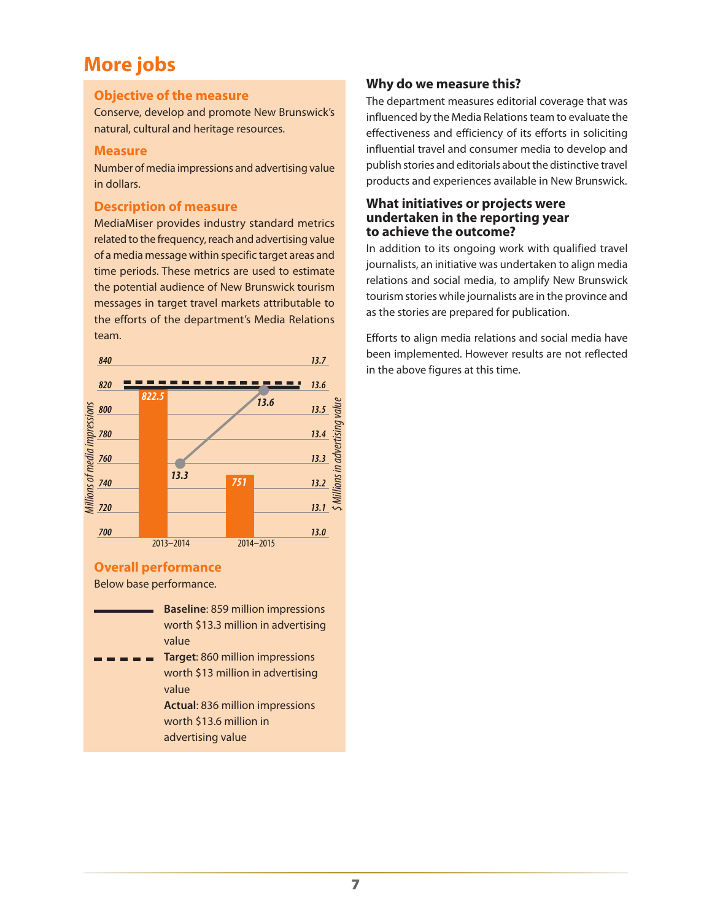# More jobs

## Objective of the measure

Conserve, develop and promote New Brunswick's natural, cultural and heritage resources.

## Measure

Number of media impressions and advertising value in dollars.

## Description of measure

MediaMiser provides industry standard metrics related to the frequency, reach and advertising value of a media message within specific target areas and time periods. These metrics are used to estimate the potential audience of New Brunswick tourism messages in target travel markets attributable to the efforts of the department's Media Relations team.

| | 2013–2014 | 2014–2015 |
|---|---|---|
| Millions of media impressions | 822.5 | 751 |
| $ Millions in advertising value | 13.3 | 13.6 |

## Overall performance

Below base performance.

**Baseline**: 859 million impressions worth $13.3 million in advertising value

**Target**: 860 million impressions worth $13 million in advertising value

**Actual**: 836 million impressions worth $13.6 million in advertising value

### Why do we measure this?

The department measures editorial coverage that was influenced by the Media Relations team to evaluate the effectiveness and efficiency of its efforts in soliciting influential travel and consumer media to develop and publish stories and editorials about the distinctive travel products and experiences available in New Brunswick.

### What initiatives or projects were undertaken in the reporting year to achieve the outcome?

In addition to its ongoing work with qualified travel journalists, an initiative was undertaken to align media relations and social media, to amplify New Brunswick tourism stories while journalists are in the province and as the stories are prepared for publication.

Efforts to align media relations and social media have been implemented. However results are not reflected in the above figures at this time.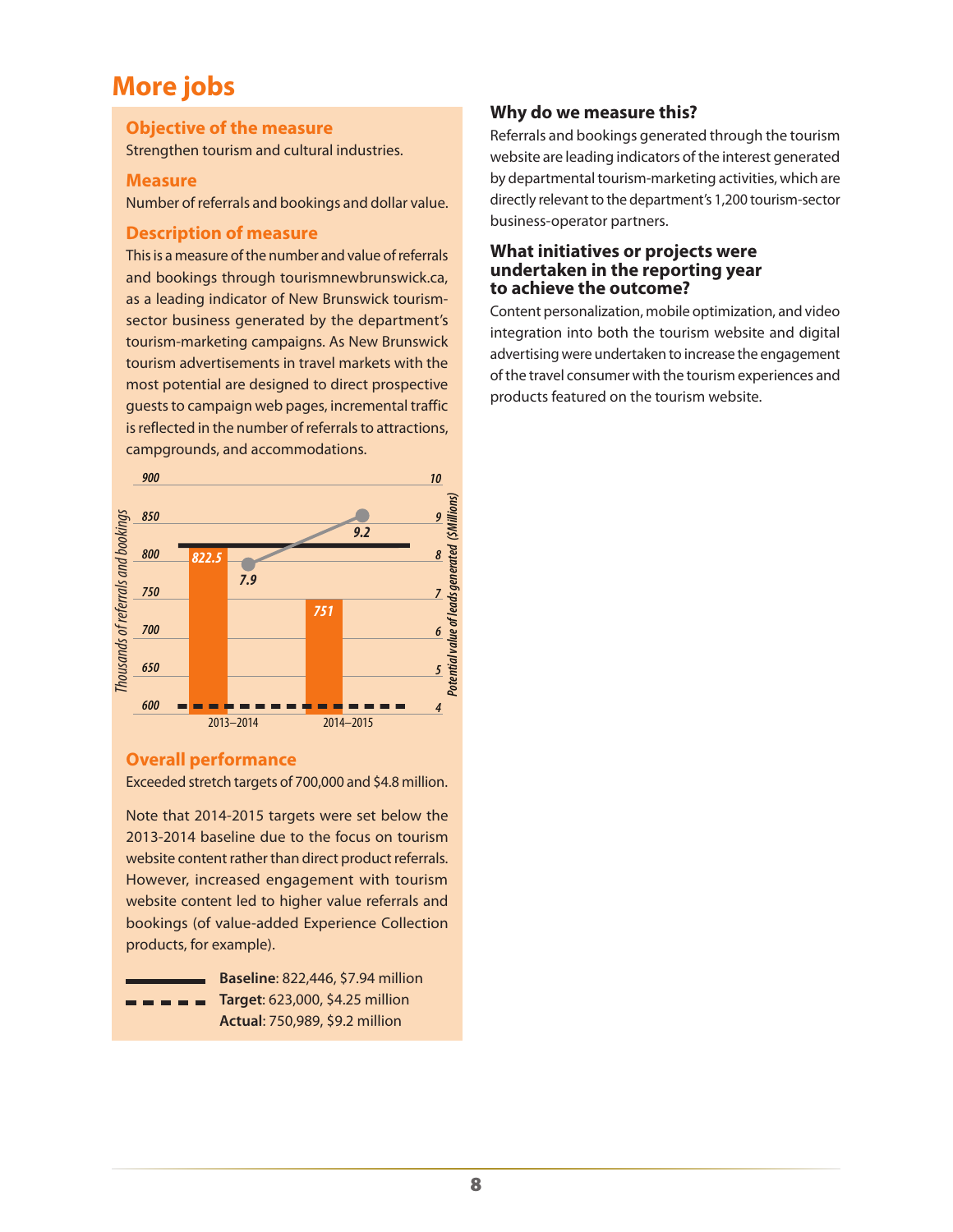# More jobs

## Objective of the measure

Strengthen tourism and cultural industries.

## Measure

Number of referrals and bookings and dollar value.

## Description of measure

This is a measure of the number and value of referrals and bookings through tourismnewbrunswick.ca, as a leading indicator of New Brunswick tourism-sector business generated by the department's tourism-marketing campaigns. As New Brunswick tourism advertisements in travel markets with the most potential are designed to direct prospective guests to campaign web pages, incremental traffic is reflected in the number of referrals to attractions, campgrounds, and accommodations.

| | 2013–2014 | 2014–2015 |
|---|---|---|
| Thousands of referrals and bookings | 822.5 | 751 |
| Potential value of leads generated ($Millions) | 7.9 | 9.2 |

## Overall performance

Exceeded stretch targets of 700,000 and $4.8 million.

Note that 2014-2015 targets were set below the 2013-2014 baseline due to the focus on tourism website content rather than direct product referrals. However, increased engagement with tourism website content led to higher value referrals and bookings (of value-added Experience Collection products, for example).

**Baseline**: 822,446, $7.94 million
**Target**: 623,000, $4.25 million
**Actual**: 750,989, $9.2 million

### Why do we measure this?

Referrals and bookings generated through the tourism website are leading indicators of the interest generated by departmental tourism-marketing activities, which are directly relevant to the department's 1,200 tourism-sector business-operator partners.

### What initiatives or projects were undertaken in the reporting year to achieve the outcome?

Content personalization, mobile optimization, and video integration into both the tourism website and digital advertising were undertaken to increase the engagement of the travel consumer with the tourism experiences and products featured on the tourism website.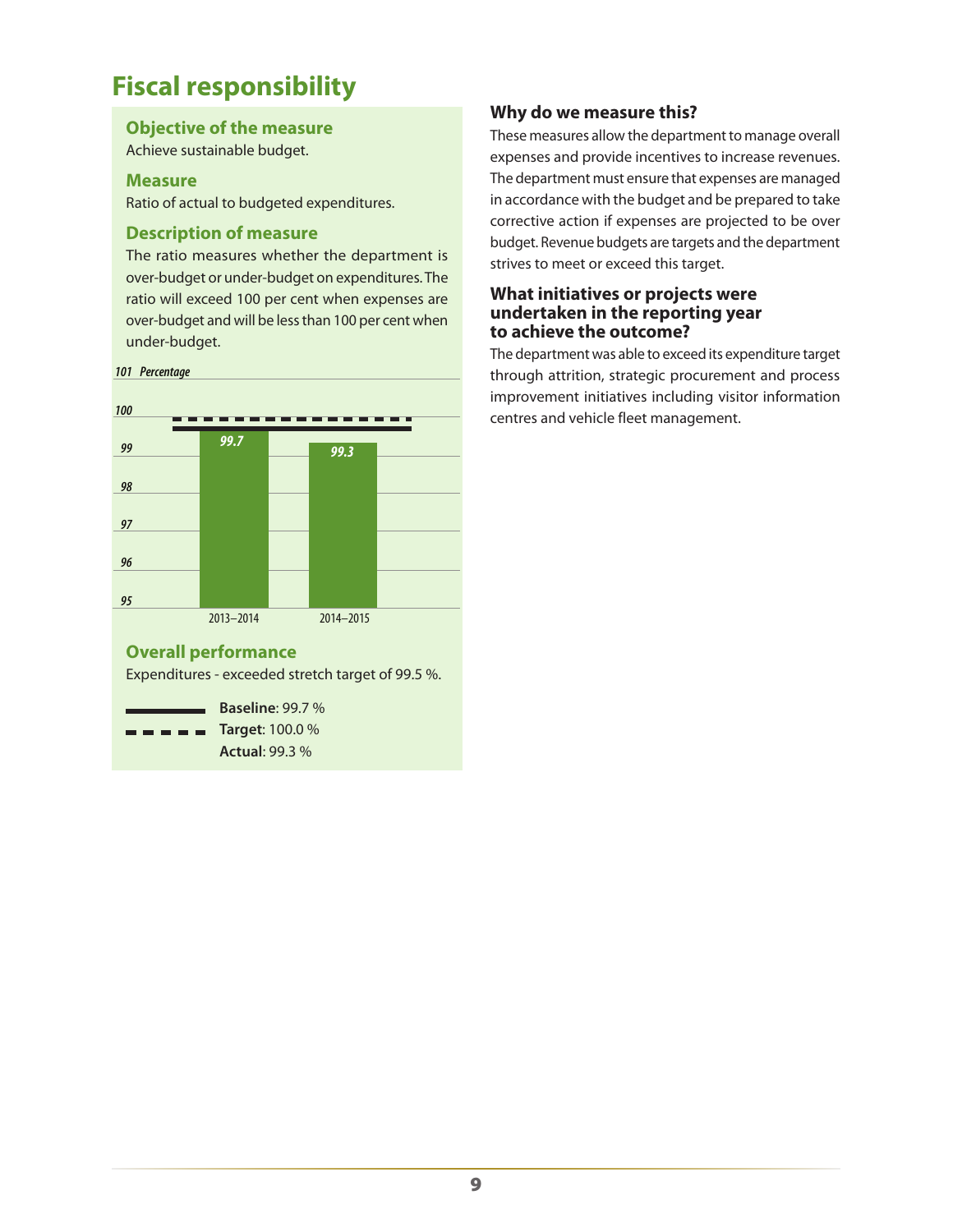# Fiscal responsibility

## Objective of the measure

Achieve sustainable budget.

## Measure

Ratio of actual to budgeted expenditures.

## Description of measure

The ratio measures whether the department is over-budget or under-budget on expenditures. The ratio will exceed 100 per cent when expenses are over-budget and will be less than 100 per cent when under-budget.

| Percentage | 2013–2014 | 2014–2015 |
|---|---|---|
| Actual | 99.7 | 99.3 |

## Overall performance

Expenditures - exceeded stretch target of 99.5 %.

**Baseline**: 99.7 %
**Target**: 100.0 %
**Actual**: 99.3 %

## Why do we measure this?

These measures allow the department to manage overall expenses and provide incentives to increase revenues. The department must ensure that expenses are managed in accordance with the budget and be prepared to take corrective action if expenses are projected to be over budget. Revenue budgets are targets and the department strives to meet or exceed this target.

## What initiatives or projects were undertaken in the reporting year to achieve the outcome?

The department was able to exceed its expenditure target through attrition, strategic procurement and process improvement initiatives including visitor information centres and vehicle fleet management.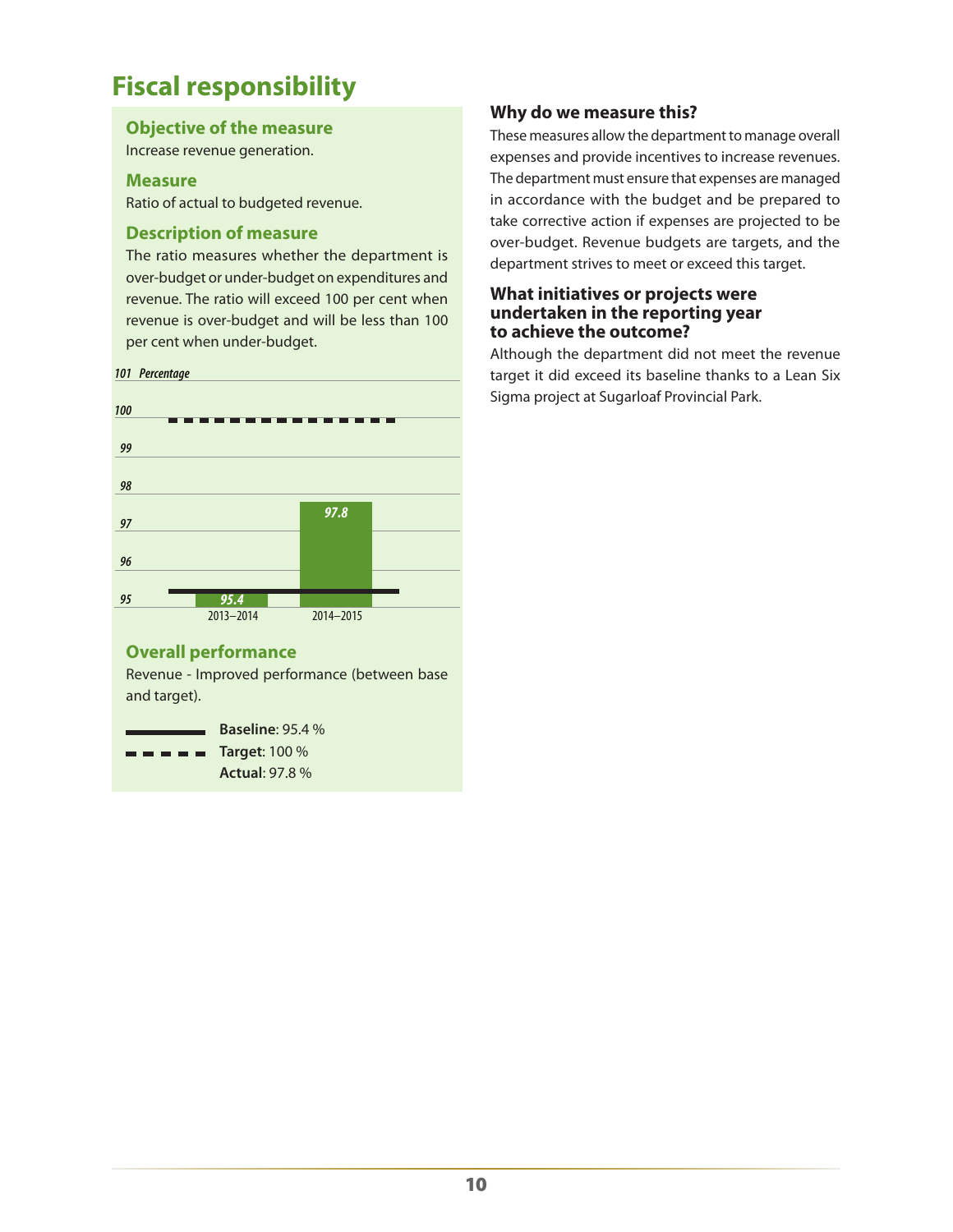# Fiscal responsibility

### Objective of the measure

Increase revenue generation.

### Measure

Ratio of actual to budgeted revenue.

### Description of measure

The ratio measures whether the department is over-budget or under-budget on expenditures and revenue. The ratio will exceed 100 per cent when revenue is over-budget and will be less than 100 per cent when under-budget.

*Percentage*

| | 2013–2014 | 2014–2015 |
|---|---|---|
| Actual | 95.4 | 97.8 |

### Overall performance

Revenue - Improved performance (between base and target).

**Baseline**: 95.4 %
**Target**: 100 %
**Actual**: 97.8 %

### Why do we measure this?

These measures allow the department to manage overall expenses and provide incentives to increase revenues. The department must ensure that expenses are managed in accordance with the budget and be prepared to take corrective action if expenses are projected to be over-budget. Revenue budgets are targets, and the department strives to meet or exceed this target.

### What initiatives or projects were undertaken in the reporting year to achieve the outcome?

Although the department did not meet the revenue target it did exceed its baseline thanks to a Lean Six Sigma project at Sugarloaf Provincial Park.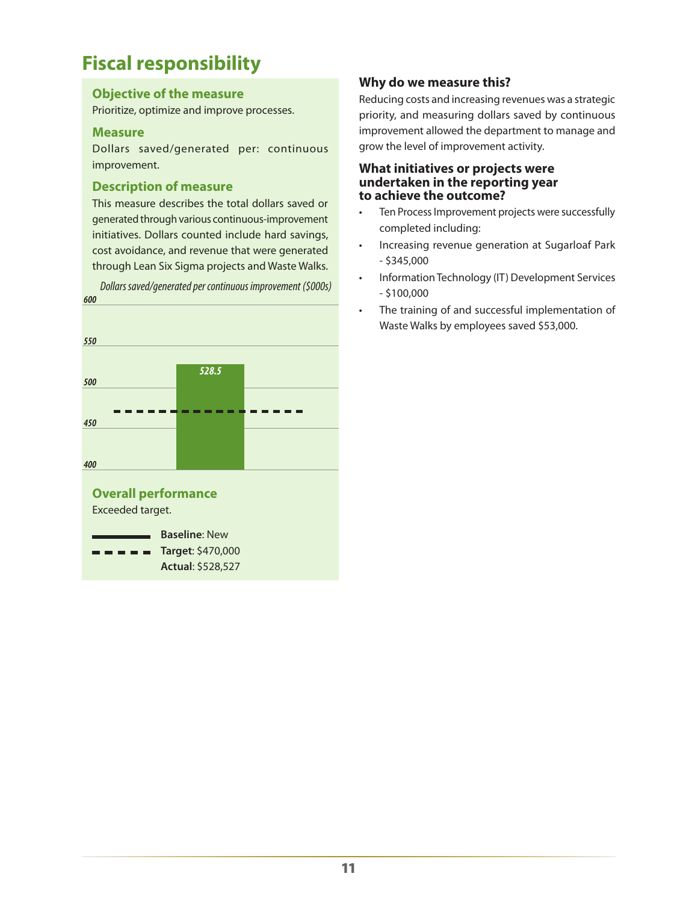# Fiscal responsibility

## Objective of the measure

Prioritize, optimize and improve processes.

## Measure

Dollars saved/generated per: continuous improvement.

## Description of measure

This measure describes the total dollars saved or generated through various continuous-improvement initiatives. Dollars counted include hard savings, cost avoidance, and revenue that were generated through Lean Six Sigma projects and Waste Walks.

*Dollars saved/generated per continuous improvement ($000s)*

| | Actual |
|---|---|
| Dollars saved/generated ($000s) | 528.5 |

## Overall performance

Exceeded target.

**Baseline**: New
**Target**: $470,000
**Actual**: $528,527

## Why do we measure this?

Reducing costs and increasing revenues was a strategic priority, and measuring dollars saved by continuous improvement allowed the department to manage and grow the level of improvement activity.

## What initiatives or projects were undertaken in the reporting year to achieve the outcome?

- Ten Process Improvement projects were successfully completed including:
- Increasing revenue generation at Sugarloaf Park - $345,000
- Information Technology (IT) Development Services - $100,000
- The training of and successful implementation of Waste Walks by employees saved $53,000.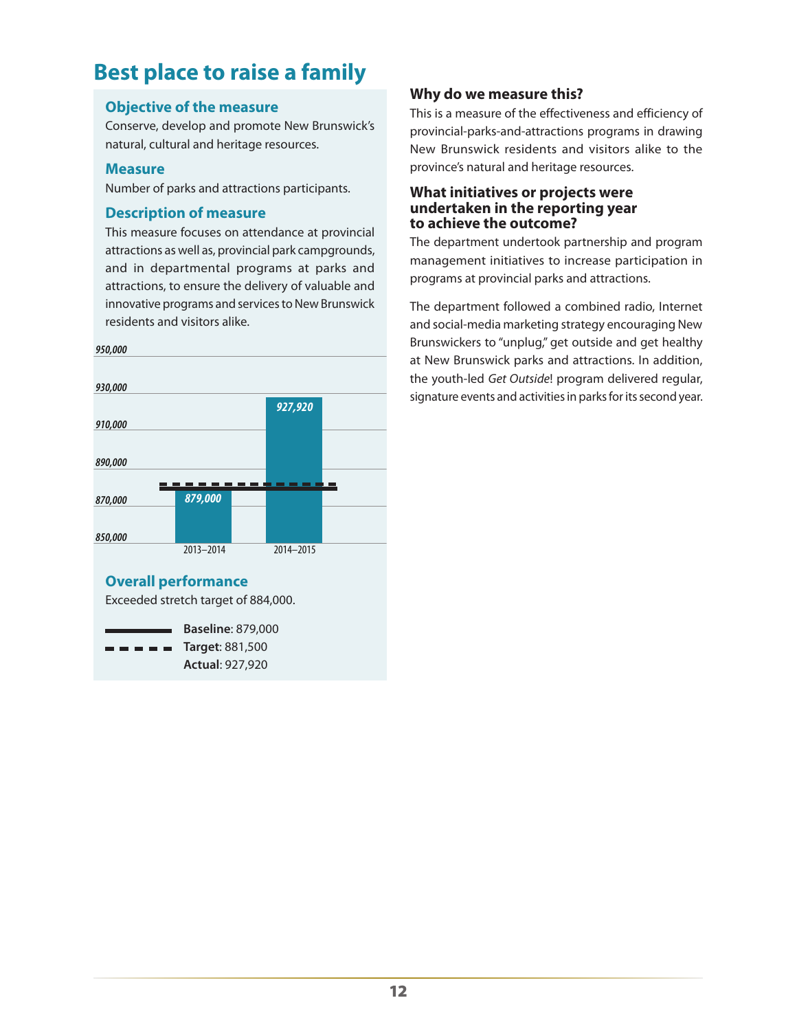# Best place to raise a family

## Objective of the measure

Conserve, develop and promote New Brunswick's natural, cultural and heritage resources.

## Measure

Number of parks and attractions participants.

## Description of measure

This measure focuses on attendance at provincial attractions as well as, provincial park campgrounds, and in departmental programs at parks and attractions, to ensure the delivery of valuable and innovative programs and services to New Brunswick residents and visitors alike.

| Year | Participants |
|---|---|
| 2013–2014 | 879,000 |
| 2014–2015 | 927,920 |

## Overall performance

Exceeded stretch target of 884,000.

**Baseline**: 879,000
**Target**: 881,500
**Actual**: 927,920

### Why do we measure this?

This is a measure of the effectiveness and efficiency of provincial-parks-and-attractions programs in drawing New Brunswick residents and visitors alike to the province's natural and heritage resources.

### What initiatives or projects were undertaken in the reporting year to achieve the outcome?

The department undertook partnership and program management initiatives to increase participation in programs at provincial parks and attractions.

The department followed a combined radio, Internet and social-media marketing strategy encouraging New Brunswickers to "unplug," get outside and get healthy at New Brunswick parks and attractions. In addition, the youth-led *Get Outside*! program delivered regular, signature events and activities in parks for its second year.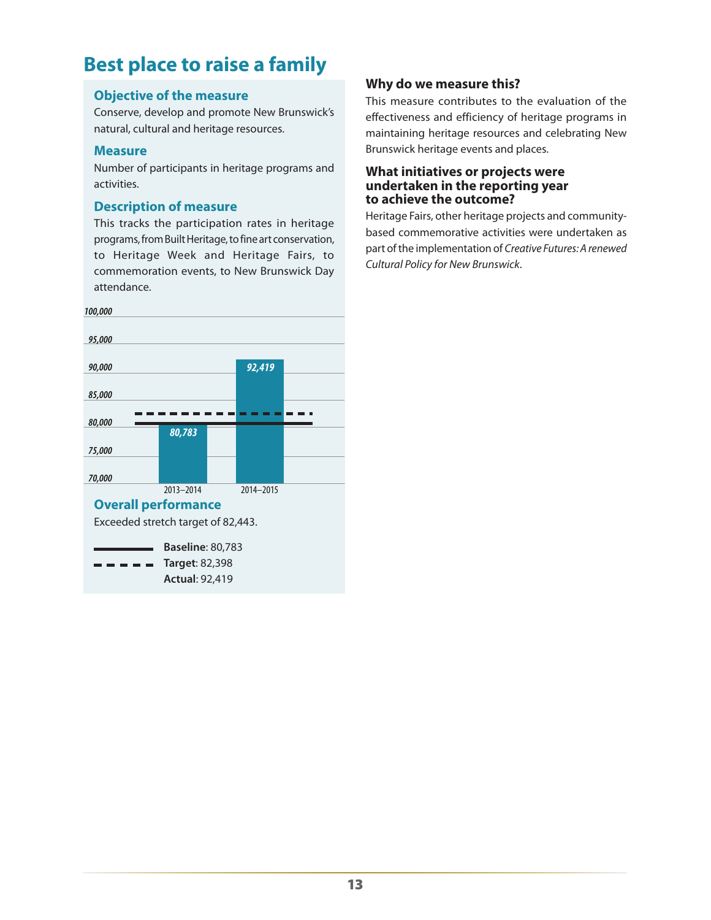# Best place to raise a family

### Objective of the measure

Conserve, develop and promote New Brunswick's natural, cultural and heritage resources.

### Measure

Number of participants in heritage programs and activities.

### Description of measure

This tracks the participation rates in heritage programs, from Built Heritage, to fine art conservation, to Heritage Week and Heritage Fairs, to commemoration events, to New Brunswick Day attendance.

| Year | Participants |
| --- | --- |
| 2013–2014 | 80,783 |
| 2014–2015 | 92,419 |

### Overall performance

Exceeded stretch target of 82,443.

**Baseline**: 80,783
**Target**: 82,398
**Actual**: 92,419

### Why do we measure this?

This measure contributes to the evaluation of the effectiveness and efficiency of heritage programs in maintaining heritage resources and celebrating New Brunswick heritage events and places.

### What initiatives or projects were undertaken in the reporting year to achieve the outcome?

Heritage Fairs, other heritage projects and community-based commemorative activities were undertaken as part of the implementation of *Creative Futures: A renewed Cultural Policy for New Brunswick*.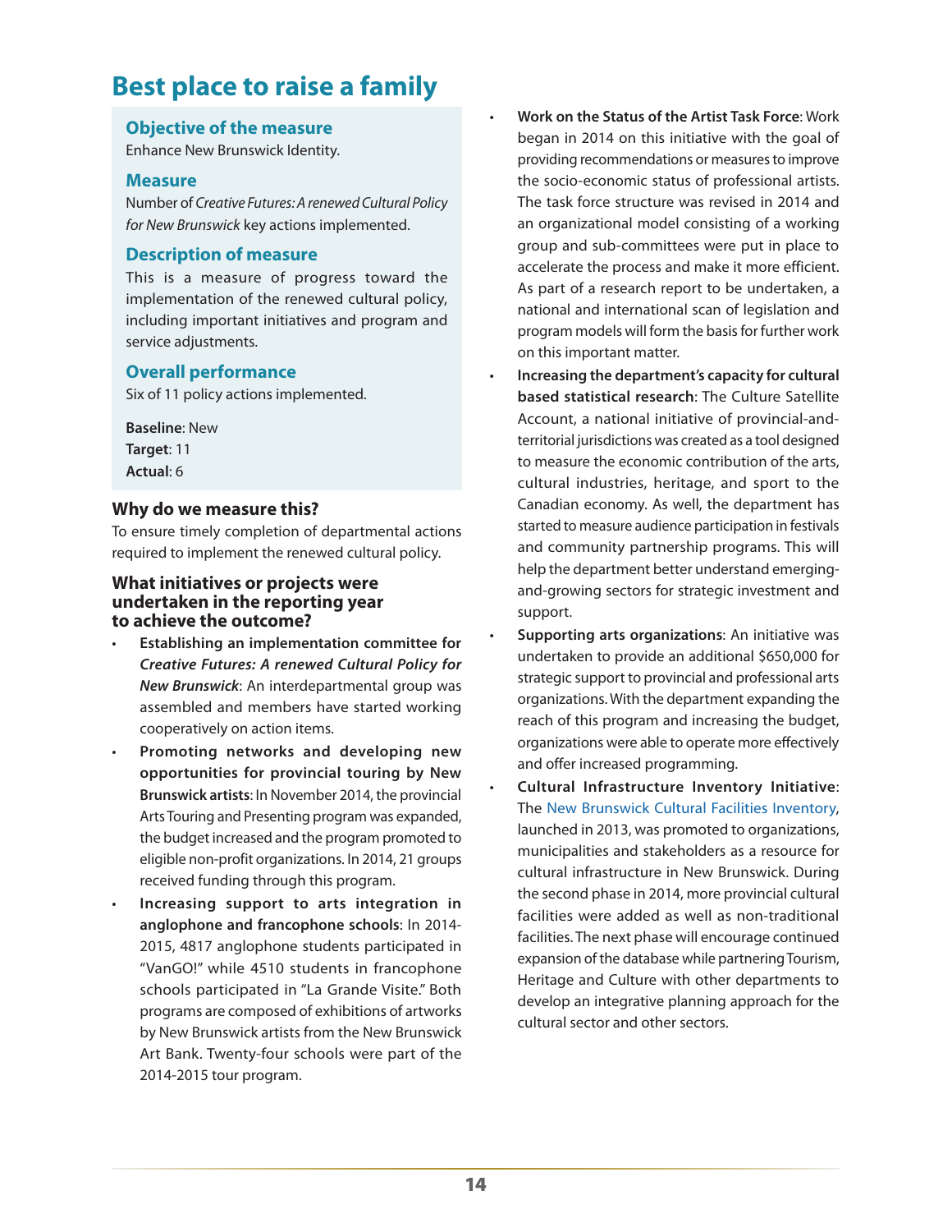# Best place to raise a family

### Objective of the measure

Enhance New Brunswick Identity.

### Measure

Number of *Creative Futures: A renewed Cultural Policy for New Brunswick* key actions implemented.

### Description of measure

This is a measure of progress toward the implementation of the renewed cultural policy, including important initiatives and program and service adjustments.

### Overall performance

Six of 11 policy actions implemented.

**Baseline**: New
**Target**: 11
**Actual**: 6

### Why do we measure this?

To ensure timely completion of departmental actions required to implement the renewed cultural policy.

### What initiatives or projects were undertaken in the reporting year to achieve the outcome?

- **Establishing an implementation committee for *Creative Futures: A renewed Cultural Policy for New Brunswick***: An interdepartmental group was assembled and members have started working cooperatively on action items.
- **Promoting networks and developing new opportunities for provincial touring by New Brunswick artists**: In November 2014, the provincial Arts Touring and Presenting program was expanded, the budget increased and the program promoted to eligible non-profit organizations. In 2014, 21 groups received funding through this program.
- **Increasing support to arts integration in anglophone and francophone schools**: In 2014-2015, 4817 anglophone students participated in "VanGO!" while 4510 students in francophone schools participated in "La Grande Visite." Both programs are composed of exhibitions of artworks by New Brunswick artists from the New Brunswick Art Bank. Twenty-four schools were part of the 2014-2015 tour program.
- **Work on the Status of the Artist Task Force**: Work began in 2014 on this initiative with the goal of providing recommendations or measures to improve the socio-economic status of professional artists. The task force structure was revised in 2014 and an organizational model consisting of a working group and sub-committees were put in place to accelerate the process and make it more efficient. As part of a research report to be undertaken, a national and international scan of legislation and program models will form the basis for further work on this important matter.
- **Increasing the department's capacity for cultural based statistical research**: The Culture Satellite Account, a national initiative of provincial-and-territorial jurisdictions was created as a tool designed to measure the economic contribution of the arts, cultural industries, heritage, and sport to the Canadian economy. As well, the department has started to measure audience participation in festivals and community partnership programs. This will help the department better understand emerging-and-growing sectors for strategic investment and support.
- **Supporting arts organizations**: An initiative was undertaken to provide an additional $650,000 for strategic support to provincial and professional arts organizations. With the department expanding the reach of this program and increasing the budget, organizations were able to operate more effectively and offer increased programming.
- **Cultural Infrastructure Inventory Initiative**: The New Brunswick Cultural Facilities Inventory, launched in 2013, was promoted to organizations, municipalities and stakeholders as a resource for cultural infrastructure in New Brunswick. During the second phase in 2014, more provincial cultural facilities were added as well as non-traditional facilities. The next phase will encourage continued expansion of the database while partnering Tourism, Heritage and Culture with other departments to develop an integrative planning approach for the cultural sector and other sectors.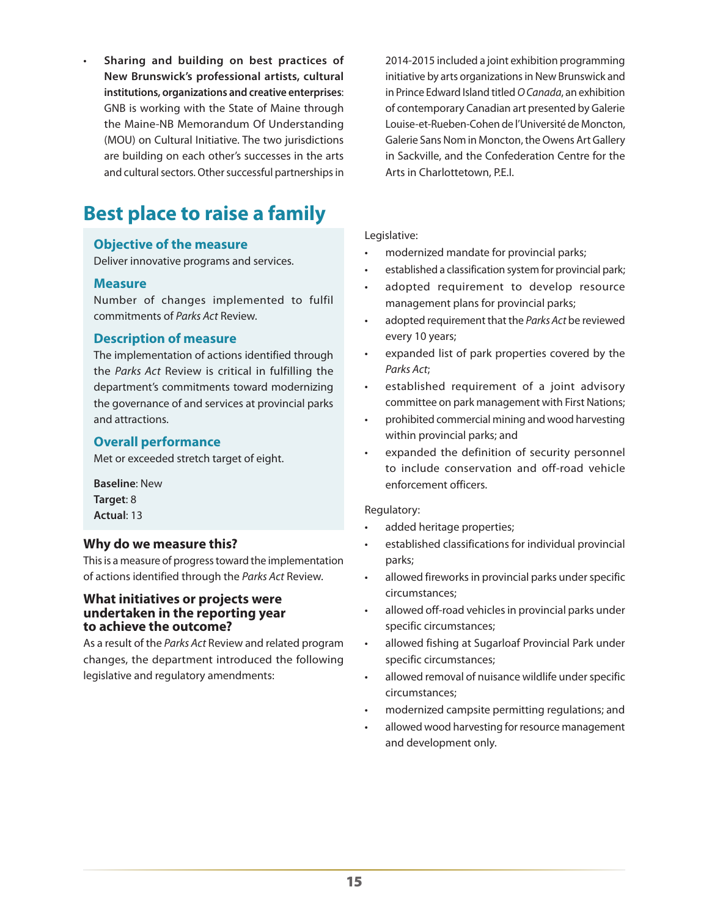- **Sharing and building on best practices of New Brunswick's professional artists, cultural institutions, organizations and creative enterprises**: GNB is working with the State of Maine through the Maine-NB Memorandum Of Understanding (MOU) on Cultural Initiative. The two jurisdictions are building on each other's successes in the arts and cultural sectors. Other successful partnerships in 2014-2015 included a joint exhibition programming initiative by arts organizations in New Brunswick and in Prince Edward Island titled *O Canada*, an exhibition of contemporary Canadian art presented by Galerie Louise-et-Rueben-Cohen de l'Université de Moncton, Galerie Sans Nom in Moncton, the Owens Art Gallery in Sackville, and the Confederation Centre for the Arts in Charlottetown, P.E.I.

## Best place to raise a family

### Objective of the measure

Deliver innovative programs and services.

### Measure

Number of changes implemented to fulfil commitments of *Parks Act* Review.

### Description of measure

The implementation of actions identified through the *Parks Act* Review is critical in fulfilling the department's commitments toward modernizing the governance of and services at provincial parks and attractions.

### Overall performance

Met or exceeded stretch target of eight.

**Baseline**: New
**Target**: 8
**Actual**: 13

### Why do we measure this?

This is a measure of progress toward the implementation of actions identified through the *Parks Act* Review.

### What initiatives or projects were undertaken in the reporting year to achieve the outcome?

As a result of the *Parks Act* Review and related program changes, the department introduced the following legislative and regulatory amendments:

Legislative:

- modernized mandate for provincial parks;
- established a classification system for provincial park;
- adopted requirement to develop resource management plans for provincial parks;
- adopted requirement that the *Parks Act* be reviewed every 10 years;
- expanded list of park properties covered by the *Parks Act*;
- established requirement of a joint advisory committee on park management with First Nations;
- prohibited commercial mining and wood harvesting within provincial parks; and
- expanded the definition of security personnel to include conservation and off-road vehicle enforcement officers.

Regulatory:

- added heritage properties;
- established classifications for individual provincial parks;
- allowed fireworks in provincial parks under specific circumstances;
- allowed off-road vehicles in provincial parks under specific circumstances;
- allowed fishing at Sugarloaf Provincial Park under specific circumstances;
- allowed removal of nuisance wildlife under specific circumstances;
- modernized campsite permitting regulations; and
- allowed wood harvesting for resource management and development only.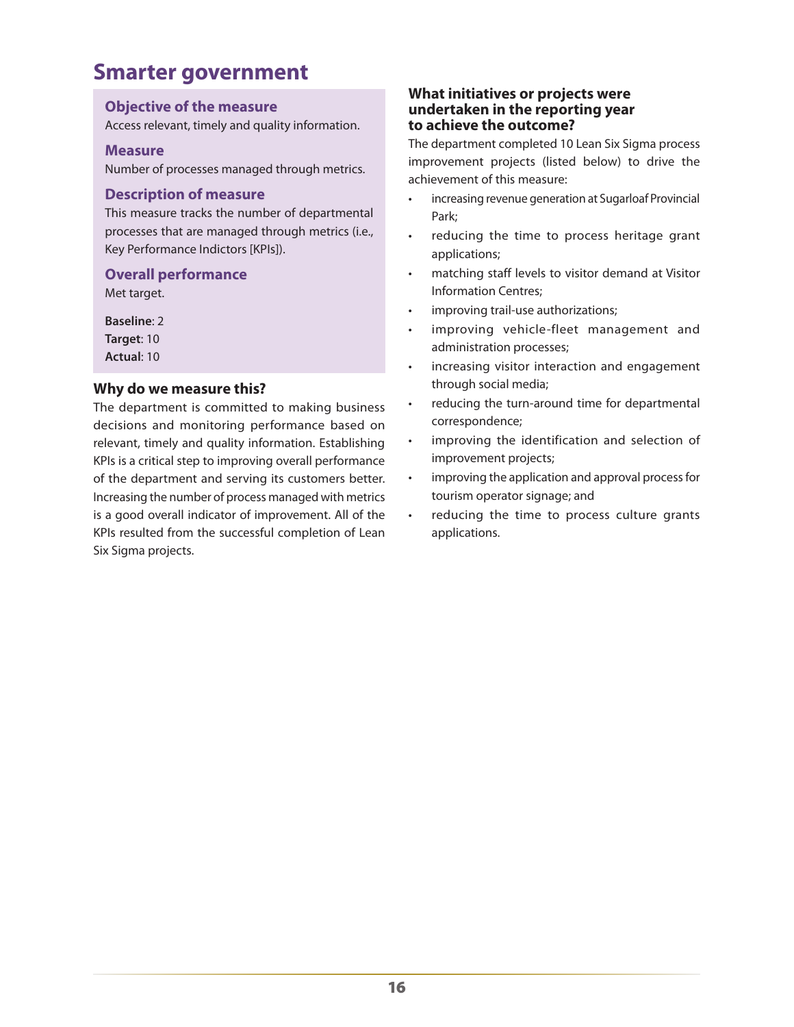# Smarter government

### Objective of the measure

Access relevant, timely and quality information.

### Measure

Number of processes managed through metrics.

### Description of measure

This measure tracks the number of departmental processes that are managed through metrics (i.e., Key Performance Indictors [KPIs]).

### Overall performance

Met target.

**Baseline**: 2
**Target**: 10
**Actual**: 10

### Why do we measure this?

The department is committed to making business decisions and monitoring performance based on relevant, timely and quality information. Establishing KPIs is a critical step to improving overall performance of the department and serving its customers better. Increasing the number of process managed with metrics is a good overall indicator of improvement. All of the KPIs resulted from the successful completion of Lean Six Sigma projects.

### What initiatives or projects were undertaken in the reporting year to achieve the outcome?

The department completed 10 Lean Six Sigma process improvement projects (listed below) to drive the achievement of this measure:

- increasing revenue generation at Sugarloaf Provincial Park;
- reducing the time to process heritage grant applications;
- matching staff levels to visitor demand at Visitor Information Centres;
- improving trail-use authorizations;
- improving vehicle-fleet management and administration processes;
- increasing visitor interaction and engagement through social media;
- reducing the turn-around time for departmental correspondence;
- improving the identification and selection of improvement projects;
- improving the application and approval process for tourism operator signage; and
- reducing the time to process culture grants applications.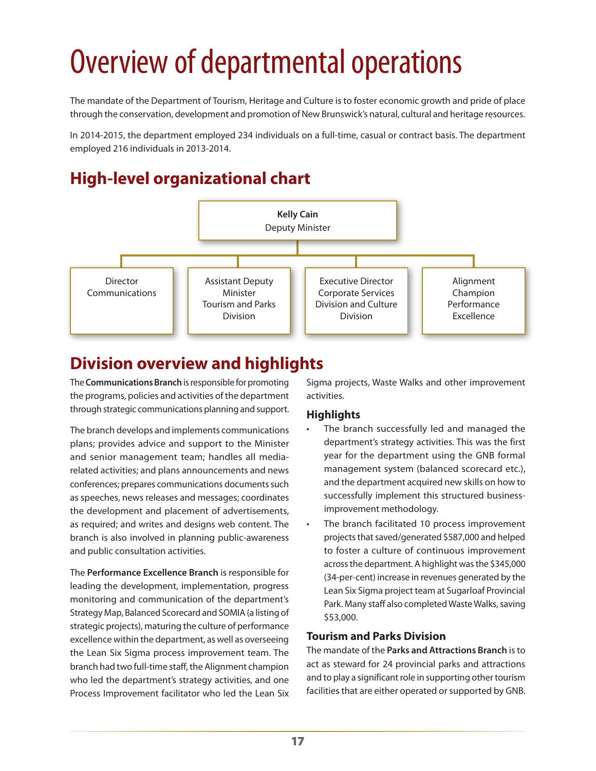# Overview of departmental operations

The mandate of the Department of Tourism, Heritage and Culture is to foster economic growth and pride of place through the conservation, development and promotion of New Brunswick's natural, cultural and heritage resources.

In 2014-2015, the department employed 234 individuals on a full-time, casual or contract basis. The department employed 216 individuals in 2013-2014.

## High-level organizational chart

**Kelly Cain**
Deputy Minister

- Director Communications
- Assistant Deputy Minister Tourism and Parks Division
- Executive Director Corporate Services Division and Culture Division
- Alignment Champion Performance Excellence

## Division overview and highlights

The **Communications Branch** is responsible for promoting the programs, policies and activities of the department through strategic communications planning and support.

The branch develops and implements communications plans; provides advice and support to the Minister and senior management team; handles all media-related activities; and plans announcements and news conferences; prepares communications documents such as speeches, news releases and messages; coordinates the development and placement of advertisements, as required; and writes and designs web content. The branch is also involved in planning public-awareness and public consultation activities.

The **Performance Excellence Branch** is responsible for leading the development, implementation, progress monitoring and communication of the department's Strategy Map, Balanced Scorecard and SOMIA (a listing of strategic projects), maturing the culture of performance excellence within the department, as well as overseeing the Lean Six Sigma process improvement team. The branch had two full-time staff, the Alignment champion who led the department's strategy activities, and one Process Improvement facilitator who led the Lean Six Sigma projects, Waste Walks and other improvement activities.

### Highlights

- The branch successfully led and managed the department's strategy activities. This was the first year for the department using the GNB formal management system (balanced scorecard etc.), and the department acquired new skills on how to successfully implement this structured business-improvement methodology.
- The branch facilitated 10 process improvement projects that saved/generated $587,000 and helped to foster a culture of continuous improvement across the department. A highlight was the $345,000 (34-per-cent) increase in revenues generated by the Lean Six Sigma project team at Sugarloaf Provincial Park. Many staff also completed Waste Walks, saving $53,000.

### Tourism and Parks Division

The mandate of the **Parks and Attractions Branch** is to act as steward for 24 provincial parks and attractions and to play a significant role in supporting other tourism facilities that are either operated or supported by GNB.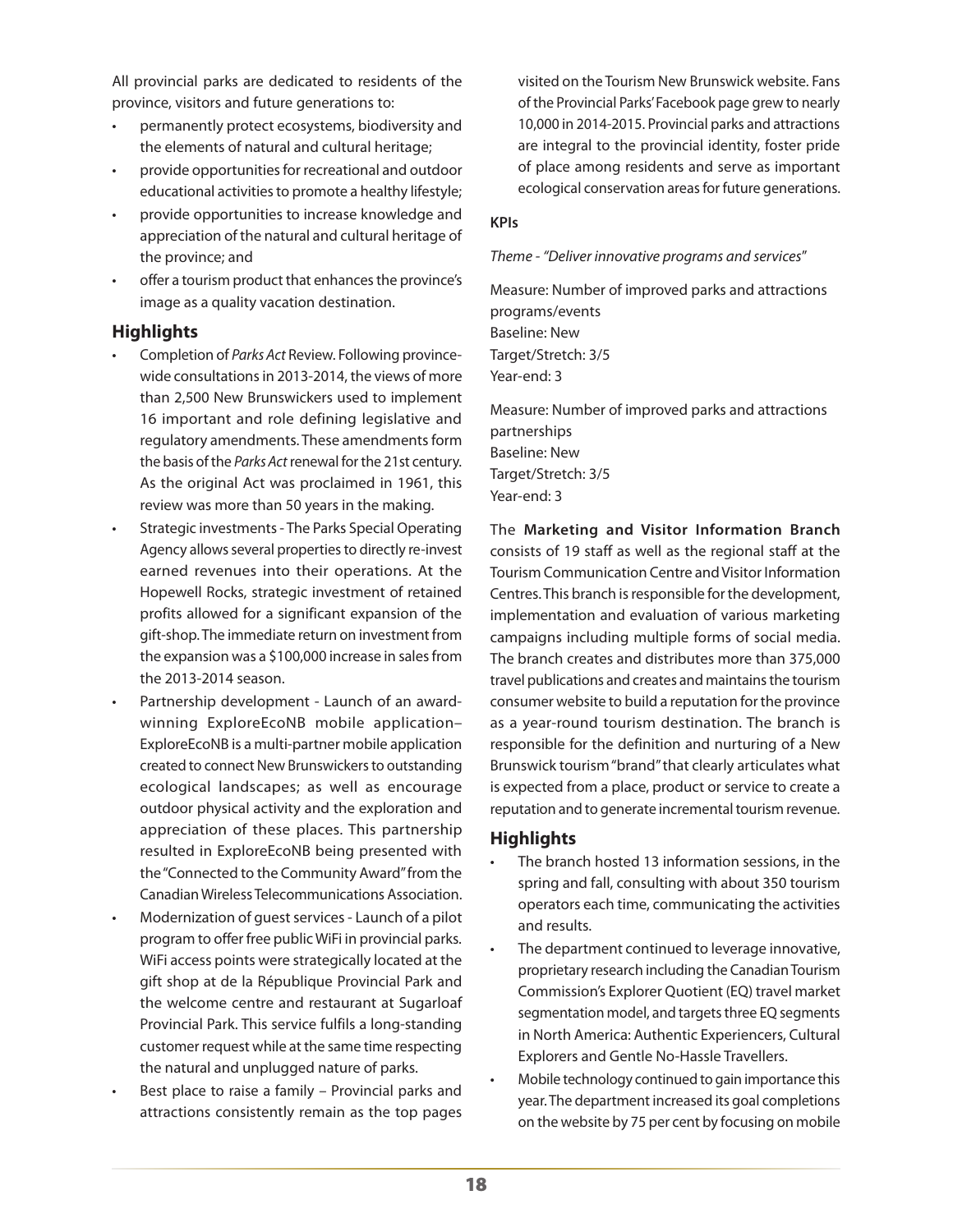All provincial parks are dedicated to residents of the province, visitors and future generations to:

- permanently protect ecosystems, biodiversity and the elements of natural and cultural heritage;
- provide opportunities for recreational and outdoor educational activities to promote a healthy lifestyle;
- provide opportunities to increase knowledge and appreciation of the natural and cultural heritage of the province; and
- offer a tourism product that enhances the province's image as a quality vacation destination.

## Highlights

- Completion of *Parks Act* Review. Following province-wide consultations in 2013-2014, the views of more than 2,500 New Brunswickers used to implement 16 important and role defining legislative and regulatory amendments. These amendments form the basis of the *Parks Act* renewal for the 21st century. As the original Act was proclaimed in 1961, this review was more than 50 years in the making.
- Strategic investments - The Parks Special Operating Agency allows several properties to directly re-invest earned revenues into their operations. At the Hopewell Rocks, strategic investment of retained profits allowed for a significant expansion of the gift-shop. The immediate return on investment from the expansion was a $100,000 increase in sales from the 2013-2014 season.
- Partnership development - Launch of an award-winning ExploreEcoNB mobile application– ExploreEcoNB is a multi-partner mobile application created to connect New Brunswickers to outstanding ecological landscapes; as well as encourage outdoor physical activity and the exploration and appreciation of these places. This partnership resulted in ExploreEcoNB being presented with the "Connected to the Community Award" from the Canadian Wireless Telecommunications Association.
- Modernization of guest services - Launch of a pilot program to offer free public WiFi in provincial parks. WiFi access points were strategically located at the gift shop at de la République Provincial Park and the welcome centre and restaurant at Sugarloaf Provincial Park. This service fulfils a long-standing customer request while at the same time respecting the natural and unplugged nature of parks.
- Best place to raise a family – Provincial parks and attractions consistently remain as the top pages visited on the Tourism New Brunswick website. Fans of the Provincial Parks' Facebook page grew to nearly 10,000 in 2014-2015. Provincial parks and attractions are integral to the provincial identity, foster pride of place among residents and serve as important ecological conservation areas for future generations.

**KPIs**

*Theme - "Deliver innovative programs and services"*

Measure: Number of improved parks and attractions programs/events
Baseline: New
Target/Stretch: 3/5
Year-end: 3

Measure: Number of improved parks and attractions partnerships
Baseline: New
Target/Stretch: 3/5
Year-end: 3

The **Marketing and Visitor Information Branch** consists of 19 staff as well as the regional staff at the Tourism Communication Centre and Visitor Information Centres. This branch is responsible for the development, implementation and evaluation of various marketing campaigns including multiple forms of social media. The branch creates and distributes more than 375,000 travel publications and creates and maintains the tourism consumer website to build a reputation for the province as a year-round tourism destination. The branch is responsible for the definition and nurturing of a New Brunswick tourism "brand" that clearly articulates what is expected from a place, product or service to create a reputation and to generate incremental tourism revenue.

## Highlights

- The branch hosted 13 information sessions, in the spring and fall, consulting with about 350 tourism operators each time, communicating the activities and results.
- The department continued to leverage innovative, proprietary research including the Canadian Tourism Commission's Explorer Quotient (EQ) travel market segmentation model, and targets three EQ segments in North America: Authentic Experiencers, Cultural Explorers and Gentle No-Hassle Travellers.
- Mobile technology continued to gain importance this year. The department increased its goal completions on the website by 75 per cent by focusing on mobile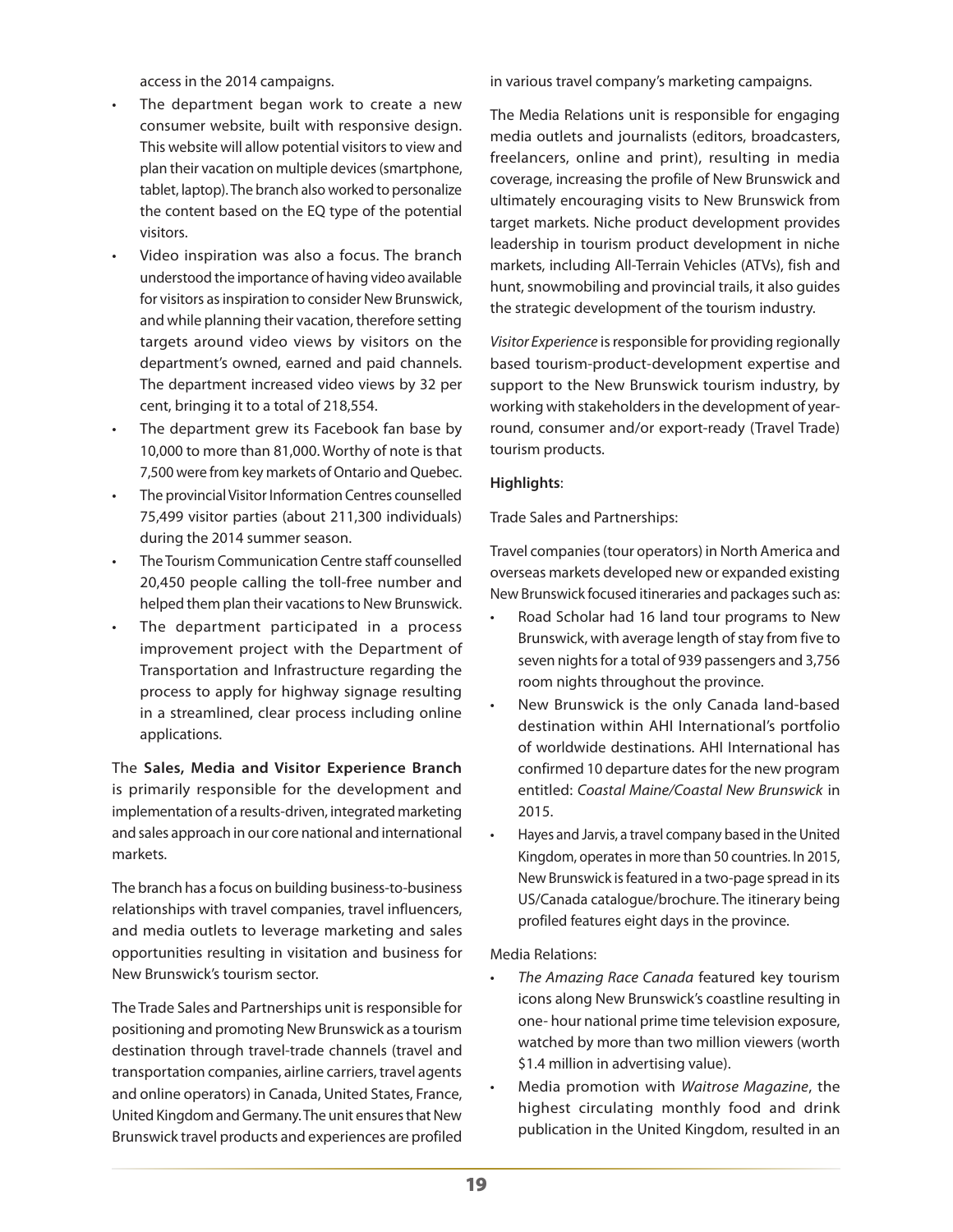access in the 2014 campaigns.

- The department began work to create a new consumer website, built with responsive design. This website will allow potential visitors to view and plan their vacation on multiple devices (smartphone, tablet, laptop). The branch also worked to personalize the content based on the EQ type of the potential visitors.
- Video inspiration was also a focus. The branch understood the importance of having video available for visitors as inspiration to consider New Brunswick, and while planning their vacation, therefore setting targets around video views by visitors on the department's owned, earned and paid channels. The department increased video views by 32 per cent, bringing it to a total of 218,554.
- The department grew its Facebook fan base by 10,000 to more than 81,000. Worthy of note is that 7,500 were from key markets of Ontario and Quebec.
- The provincial Visitor Information Centres counselled 75,499 visitor parties (about 211,300 individuals) during the 2014 summer season.
- The Tourism Communication Centre staff counselled 20,450 people calling the toll-free number and helped them plan their vacations to New Brunswick.
- The department participated in a process improvement project with the Department of Transportation and Infrastructure regarding the process to apply for highway signage resulting in a streamlined, clear process including online applications.

The **Sales, Media and Visitor Experience Branch** is primarily responsible for the development and implementation of a results-driven, integrated marketing and sales approach in our core national and international markets.

The branch has a focus on building business-to-business relationships with travel companies, travel influencers, and media outlets to leverage marketing and sales opportunities resulting in visitation and business for New Brunswick's tourism sector.

The Trade Sales and Partnerships unit is responsible for positioning and promoting New Brunswick as a tourism destination through travel-trade channels (travel and transportation companies, airline carriers, travel agents and online operators) in Canada, United States, France, United Kingdom and Germany. The unit ensures that New Brunswick travel products and experiences are profiled in various travel company's marketing campaigns.

The Media Relations unit is responsible for engaging media outlets and journalists (editors, broadcasters, freelancers, online and print), resulting in media coverage, increasing the profile of New Brunswick and ultimately encouraging visits to New Brunswick from target markets. Niche product development provides leadership in tourism product development in niche markets, including All-Terrain Vehicles (ATVs), fish and hunt, snowmobiling and provincial trails, it also guides the strategic development of the tourism industry.

*Visitor Experience* is responsible for providing regionally based tourism-product-development expertise and support to the New Brunswick tourism industry, by working with stakeholders in the development of year-round, consumer and/or export-ready (Travel Trade) tourism products.

**Highlights**:

Trade Sales and Partnerships:

Travel companies (tour operators) in North America and overseas markets developed new or expanded existing New Brunswick focused itineraries and packages such as:

- Road Scholar had 16 land tour programs to New Brunswick, with average length of stay from five to seven nights for a total of 939 passengers and 3,756 room nights throughout the province.
- New Brunswick is the only Canada land-based destination within AHI International's portfolio of worldwide destinations. AHI International has confirmed 10 departure dates for the new program entitled: *Coastal Maine/Coastal New Brunswick* in 2015.
- Hayes and Jarvis, a travel company based in the United Kingdom, operates in more than 50 countries. In 2015, New Brunswick is featured in a two-page spread in its US/Canada catalogue/brochure. The itinerary being profiled features eight days in the province.

Media Relations:

- *The Amazing Race Canada* featured key tourism icons along New Brunswick's coastline resulting in one- hour national prime time television exposure, watched by more than two million viewers (worth $1.4 million in advertising value).
- Media promotion with *Waitrose Magazine*, the highest circulating monthly food and drink publication in the United Kingdom, resulted in an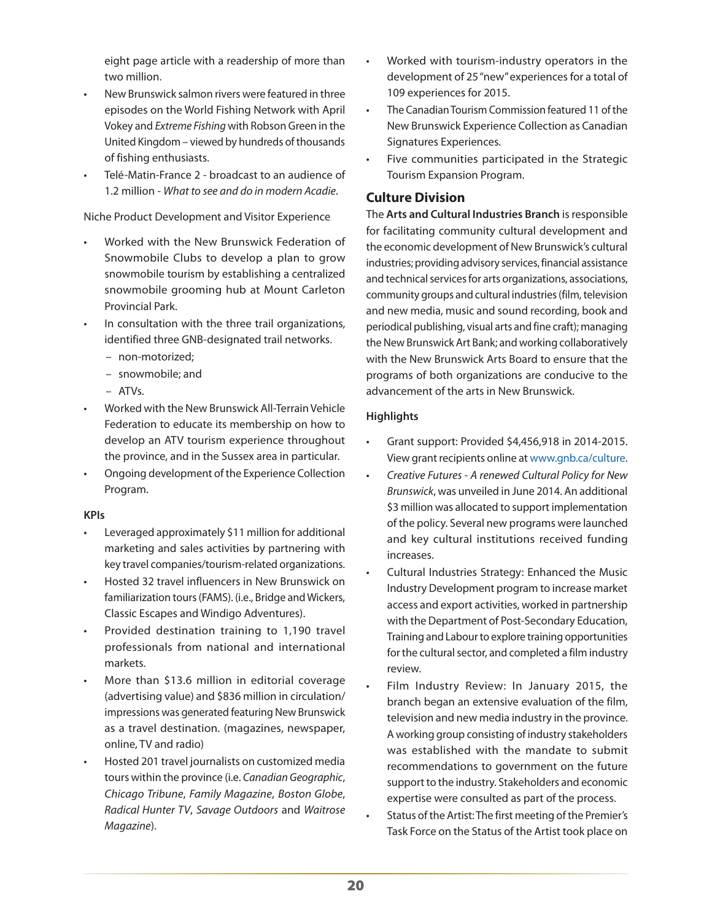eight page article with a readership of more than two million.

- New Brunswick salmon rivers were featured in three episodes on the World Fishing Network with April Vokey and *Extreme Fishing* with Robson Green in the United Kingdom – viewed by hundreds of thousands of fishing enthusiasts.
- Telé-Matin-France 2 - broadcast to an audience of 1.2 million - *What to see and do in modern Acadie*.

Niche Product Development and Visitor Experience

- Worked with the New Brunswick Federation of Snowmobile Clubs to develop a plan to grow snowmobile tourism by establishing a centralized snowmobile grooming hub at Mount Carleton Provincial Park.
- In consultation with the three trail organizations, identified three GNB-designated trail networks.
  - non-motorized;
  - snowmobile; and
  - ATVs.
- Worked with the New Brunswick All-Terrain Vehicle Federation to educate its membership on how to develop an ATV tourism experience throughout the province, and in the Sussex area in particular.
- Ongoing development of the Experience Collection Program.

**KPIs**

- Leveraged approximately $11 million for additional marketing and sales activities by partnering with key travel companies/tourism-related organizations.
- Hosted 32 travel influencers in New Brunswick on familiarization tours (FAMS). (i.e., Bridge and Wickers, Classic Escapes and Windigo Adventures).
- Provided destination training to 1,190 travel professionals from national and international markets.
- More than $13.6 million in editorial coverage (advertising value) and $836 million in circulation/impressions was generated featuring New Brunswick as a travel destination. (magazines, newspaper, online, TV and radio)
- Hosted 201 travel journalists on customized media tours within the province (i.e. *Canadian Geographic*, *Chicago Tribune*, *Family Magazine*, *Boston Globe*, *Radical Hunter TV*, *Savage Outdoors* and *Waitrose Magazine*).
- Worked with tourism-industry operators in the development of 25 "new" experiences for a total of 109 experiences for 2015.
- The Canadian Tourism Commission featured 11 of the New Brunswick Experience Collection as Canadian Signatures Experiences.
- Five communities participated in the Strategic Tourism Expansion Program.

## Culture Division

The **Arts and Cultural Industries Branch** is responsible for facilitating community cultural development and the economic development of New Brunswick's cultural industries; providing advisory services, financial assistance and technical services for arts organizations, associations, community groups and cultural industries (film, television and new media, music and sound recording, book and periodical publishing, visual arts and fine craft); managing the New Brunswick Art Bank; and working collaboratively with the New Brunswick Arts Board to ensure that the programs of both organizations are conducive to the advancement of the arts in New Brunswick.

**Highlights**

- Grant support: Provided $4,456,918 in 2014-2015. View grant recipients online at www.gnb.ca/culture.
- *Creative Futures - A renewed Cultural Policy for New Brunswick*, was unveiled in June 2014. An additional $3 million was allocated to support implementation of the policy. Several new programs were launched and key cultural institutions received funding increases.
- Cultural Industries Strategy: Enhanced the Music Industry Development program to increase market access and export activities, worked in partnership with the Department of Post-Secondary Education, Training and Labour to explore training opportunities for the cultural sector, and completed a film industry review.
- Film Industry Review: In January 2015, the branch began an extensive evaluation of the film, television and new media industry in the province. A working group consisting of industry stakeholders was established with the mandate to submit recommendations to government on the future support to the industry. Stakeholders and economic expertise were consulted as part of the process.
- Status of the Artist: The first meeting of the Premier's Task Force on the Status of the Artist took place on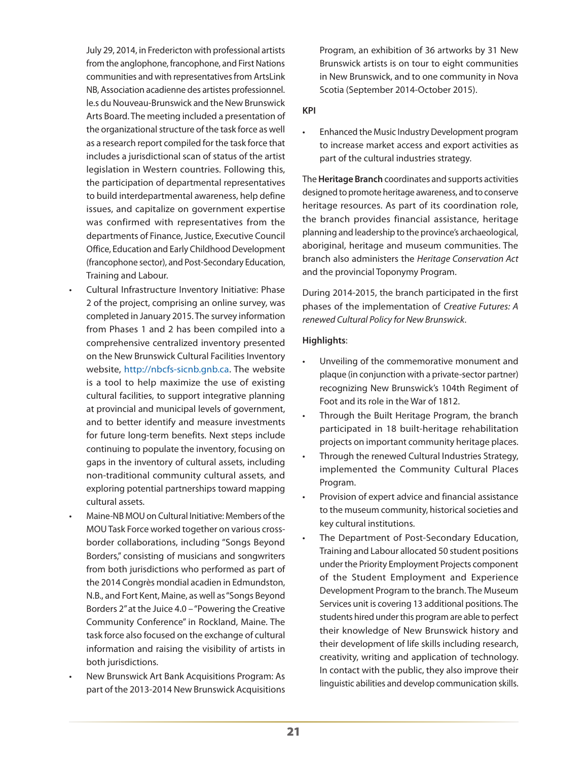July 29, 2014, in Fredericton with professional artists from the anglophone, francophone, and First Nations communities and with representatives from ArtsLink NB, Association acadienne des artistes professionnel. le.s du Nouveau-Brunswick and the New Brunswick Arts Board. The meeting included a presentation of the organizational structure of the task force as well as a research report compiled for the task force that includes a jurisdictional scan of status of the artist legislation in Western countries. Following this, the participation of departmental representatives to build interdepartmental awareness, help define issues, and capitalize on government expertise was confirmed with representatives from the departments of Finance, Justice, Executive Council Office, Education and Early Childhood Development (francophone sector), and Post-Secondary Education, Training and Labour.

- Cultural Infrastructure Inventory Initiative: Phase 2 of the project, comprising an online survey, was completed in January 2015. The survey information from Phases 1 and 2 has been compiled into a comprehensive centralized inventory presented on the New Brunswick Cultural Facilities Inventory website, http://nbcfs-sicnb.gnb.ca. The website is a tool to help maximize the use of existing cultural facilities, to support integrative planning at provincial and municipal levels of government, and to better identify and measure investments for future long-term benefits. Next steps include continuing to populate the inventory, focusing on gaps in the inventory of cultural assets, including non-traditional community cultural assets, and exploring potential partnerships toward mapping cultural assets.
- Maine-NB MOU on Cultural Initiative: Members of the MOU Task Force worked together on various cross-border collaborations, including "Songs Beyond Borders," consisting of musicians and songwriters from both jurisdictions who performed as part of the 2014 Congrès mondial acadien in Edmundston, N.B., and Fort Kent, Maine, as well as "Songs Beyond Borders 2" at the Juice 4.0 – "Powering the Creative Community Conference" in Rockland, Maine. The task force also focused on the exchange of cultural information and raising the visibility of artists in both jurisdictions.
- New Brunswick Art Bank Acquisitions Program: As part of the 2013-2014 New Brunswick Acquisitions Program, an exhibition of 36 artworks by 31 New Brunswick artists is on tour to eight communities in New Brunswick, and to one community in Nova Scotia (September 2014-October 2015).

**KPI**

- Enhanced the Music Industry Development program to increase market access and export activities as part of the cultural industries strategy.

The **Heritage Branch** coordinates and supports activities designed to promote heritage awareness, and to conserve heritage resources. As part of its coordination role, the branch provides financial assistance, heritage planning and leadership to the province's archaeological, aboriginal, heritage and museum communities. The branch also administers the *Heritage Conservation Act* and the provincial Toponymy Program.

During 2014-2015, the branch participated in the first phases of the implementation of *Creative Futures: A renewed Cultural Policy for New Brunswick*.

**Highlights**:

- Unveiling of the commemorative monument and plaque (in conjunction with a private-sector partner) recognizing New Brunswick's 104th Regiment of Foot and its role in the War of 1812.
- Through the Built Heritage Program, the branch participated in 18 built-heritage rehabilitation projects on important community heritage places.
- Through the renewed Cultural Industries Strategy, implemented the Community Cultural Places Program.
- Provision of expert advice and financial assistance to the museum community, historical societies and key cultural institutions.
- The Department of Post-Secondary Education, Training and Labour allocated 50 student positions under the Priority Employment Projects component of the Student Employment and Experience Development Program to the branch. The Museum Services unit is covering 13 additional positions. The students hired under this program are able to perfect their knowledge of New Brunswick history and their development of life skills including research, creativity, writing and application of technology. In contact with the public, they also improve their linguistic abilities and develop communication skills.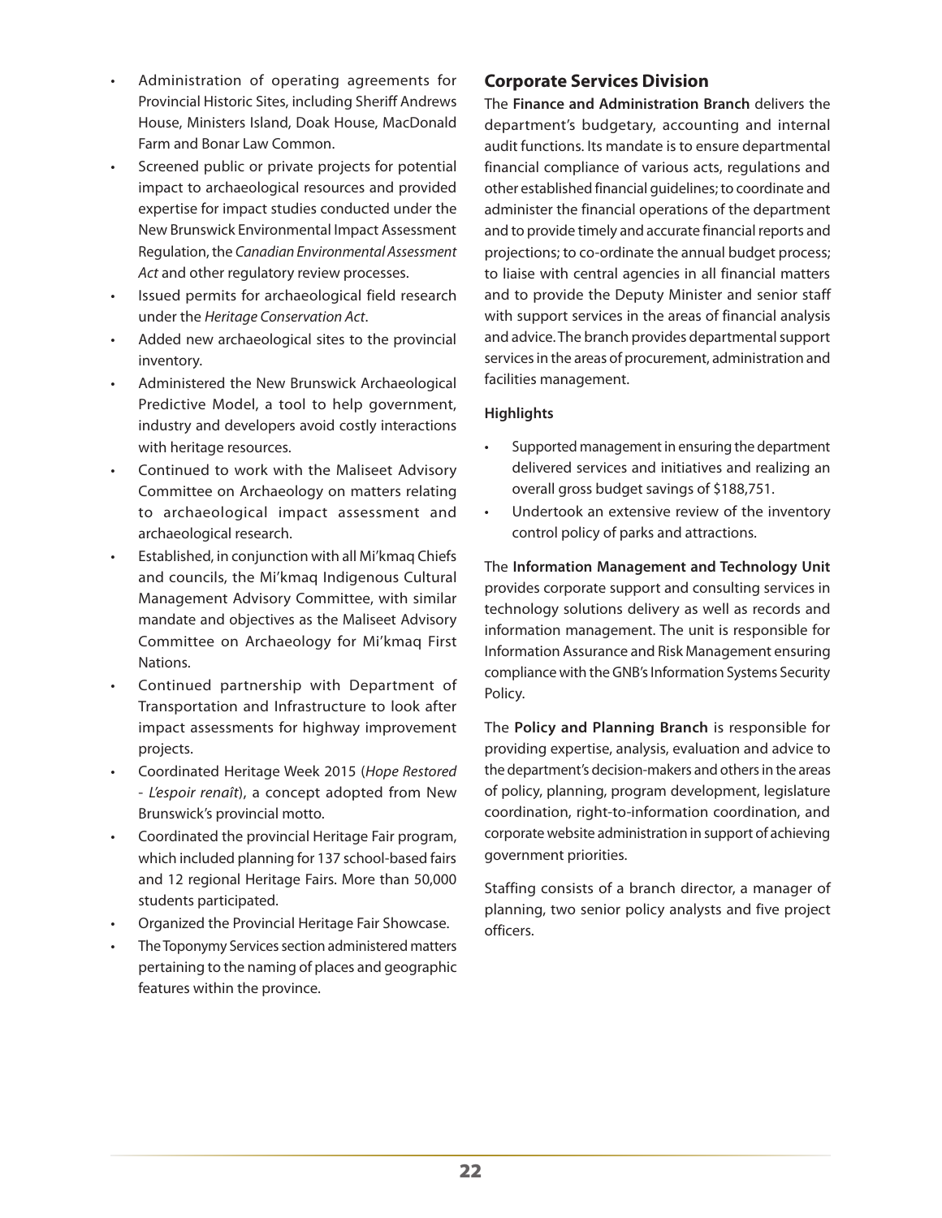- Administration of operating agreements for Provincial Historic Sites, including Sheriff Andrews House, Ministers Island, Doak House, MacDonald Farm and Bonar Law Common.
- Screened public or private projects for potential impact to archaeological resources and provided expertise for impact studies conducted under the New Brunswick Environmental Impact Assessment Regulation, the *Canadian Environmental Assessment Act* and other regulatory review processes.
- Issued permits for archaeological field research under the *Heritage Conservation Act*.
- Added new archaeological sites to the provincial inventory.
- Administered the New Brunswick Archaeological Predictive Model, a tool to help government, industry and developers avoid costly interactions with heritage resources.
- Continued to work with the Maliseet Advisory Committee on Archaeology on matters relating to archaeological impact assessment and archaeological research.
- Established, in conjunction with all Mi'kmaq Chiefs and councils, the Mi'kmaq Indigenous Cultural Management Advisory Committee, with similar mandate and objectives as the Maliseet Advisory Committee on Archaeology for Mi'kmaq First Nations.
- Continued partnership with Department of Transportation and Infrastructure to look after impact assessments for highway improvement projects.
- Coordinated Heritage Week 2015 (*Hope Restored - L'espoir renaît*), a concept adopted from New Brunswick's provincial motto.
- Coordinated the provincial Heritage Fair program, which included planning for 137 school-based fairs and 12 regional Heritage Fairs. More than 50,000 students participated.
- Organized the Provincial Heritage Fair Showcase.
- The Toponymy Services section administered matters pertaining to the naming of places and geographic features within the province.

## Corporate Services Division

The **Finance and Administration Branch** delivers the department's budgetary, accounting and internal audit functions. Its mandate is to ensure departmental financial compliance of various acts, regulations and other established financial guidelines; to coordinate and administer the financial operations of the department and to provide timely and accurate financial reports and projections; to co-ordinate the annual budget process; to liaise with central agencies in all financial matters and to provide the Deputy Minister and senior staff with support services in the areas of financial analysis and advice. The branch provides departmental support services in the areas of procurement, administration and facilities management.

**Highlights**

- Supported management in ensuring the department delivered services and initiatives and realizing an overall gross budget savings of $188,751.
- Undertook an extensive review of the inventory control policy of parks and attractions.

The **Information Management and Technology Unit** provides corporate support and consulting services in technology solutions delivery as well as records and information management. The unit is responsible for Information Assurance and Risk Management ensuring compliance with the GNB's Information Systems Security Policy.

The **Policy and Planning Branch** is responsible for providing expertise, analysis, evaluation and advice to the department's decision-makers and others in the areas of policy, planning, program development, legislature coordination, right-to-information coordination, and corporate website administration in support of achieving government priorities.

Staffing consists of a branch director, a manager of planning, two senior policy analysts and five project officers.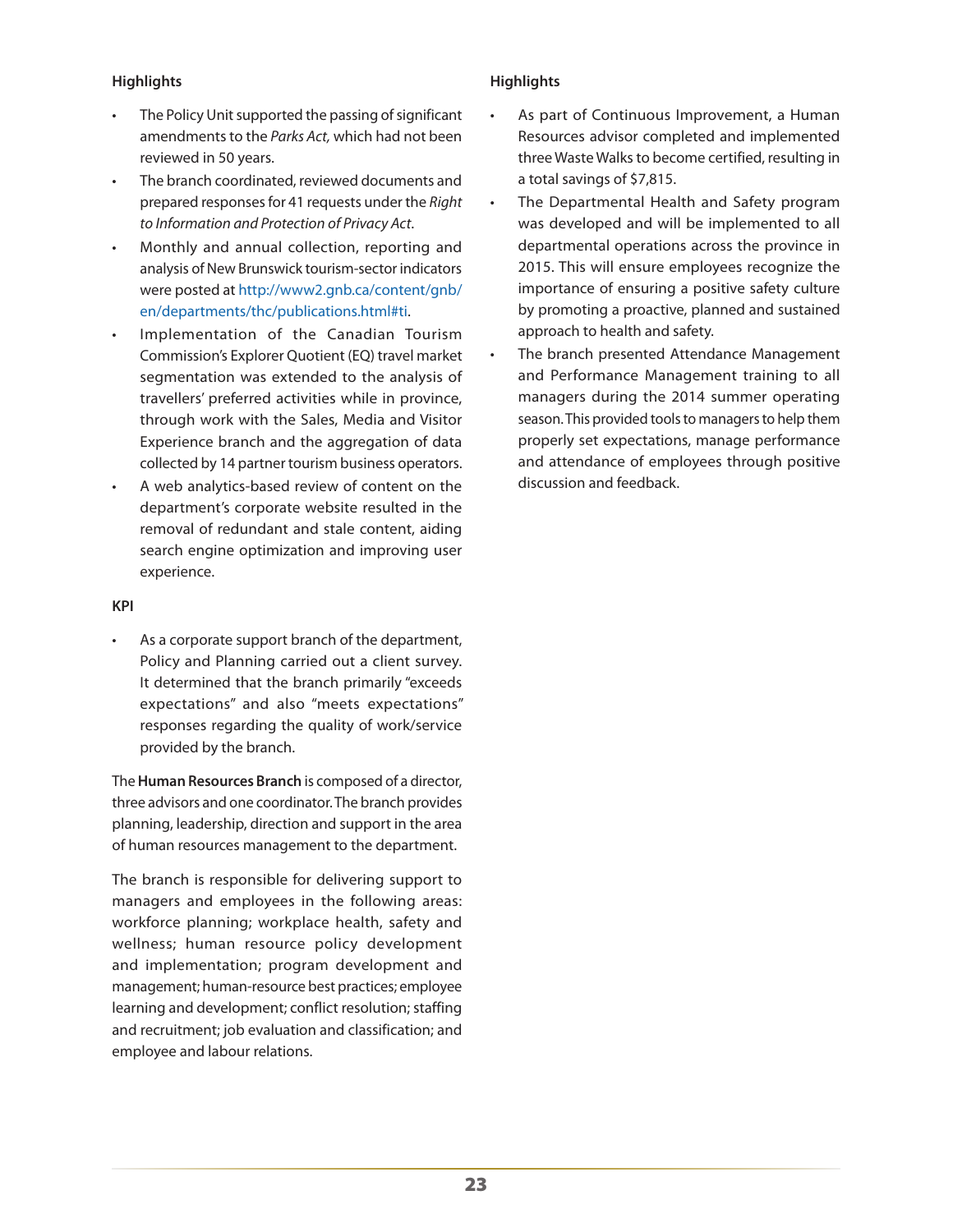**Highlights**

- The Policy Unit supported the passing of significant amendments to the *Parks Act,* which had not been reviewed in 50 years.
- The branch coordinated, reviewed documents and prepared responses for 41 requests under the *Right to Information and Protection of Privacy Act*.
- Monthly and annual collection, reporting and analysis of New Brunswick tourism-sector indicators were posted at http://www2.gnb.ca/content/gnb/en/departments/thc/publications.html#ti.
- Implementation of the Canadian Tourism Commission's Explorer Quotient (EQ) travel market segmentation was extended to the analysis of travellers' preferred activities while in province, through work with the Sales, Media and Visitor Experience branch and the aggregation of data collected by 14 partner tourism business operators.
- A web analytics-based review of content on the department's corporate website resulted in the removal of redundant and stale content, aiding search engine optimization and improving user experience.

**KPI**

- As a corporate support branch of the department, Policy and Planning carried out a client survey. It determined that the branch primarily "exceeds expectations" and also "meets expectations" responses regarding the quality of work/service provided by the branch.

The **Human Resources Branch** is composed of a director, three advisors and one coordinator. The branch provides planning, leadership, direction and support in the area of human resources management to the department.

The branch is responsible for delivering support to managers and employees in the following areas: workforce planning; workplace health, safety and wellness; human resource policy development and implementation; program development and management; human-resource best practices; employee learning and development; conflict resolution; staffing and recruitment; job evaluation and classification; and employee and labour relations.

**Highlights**

- As part of Continuous Improvement, a Human Resources advisor completed and implemented three Waste Walks to become certified, resulting in a total savings of $7,815.
- The Departmental Health and Safety program was developed and will be implemented to all departmental operations across the province in 2015. This will ensure employees recognize the importance of ensuring a positive safety culture by promoting a proactive, planned and sustained approach to health and safety.
- The branch presented Attendance Management and Performance Management training to all managers during the 2014 summer operating season. This provided tools to managers to help them properly set expectations, manage performance and attendance of employees through positive discussion and feedback.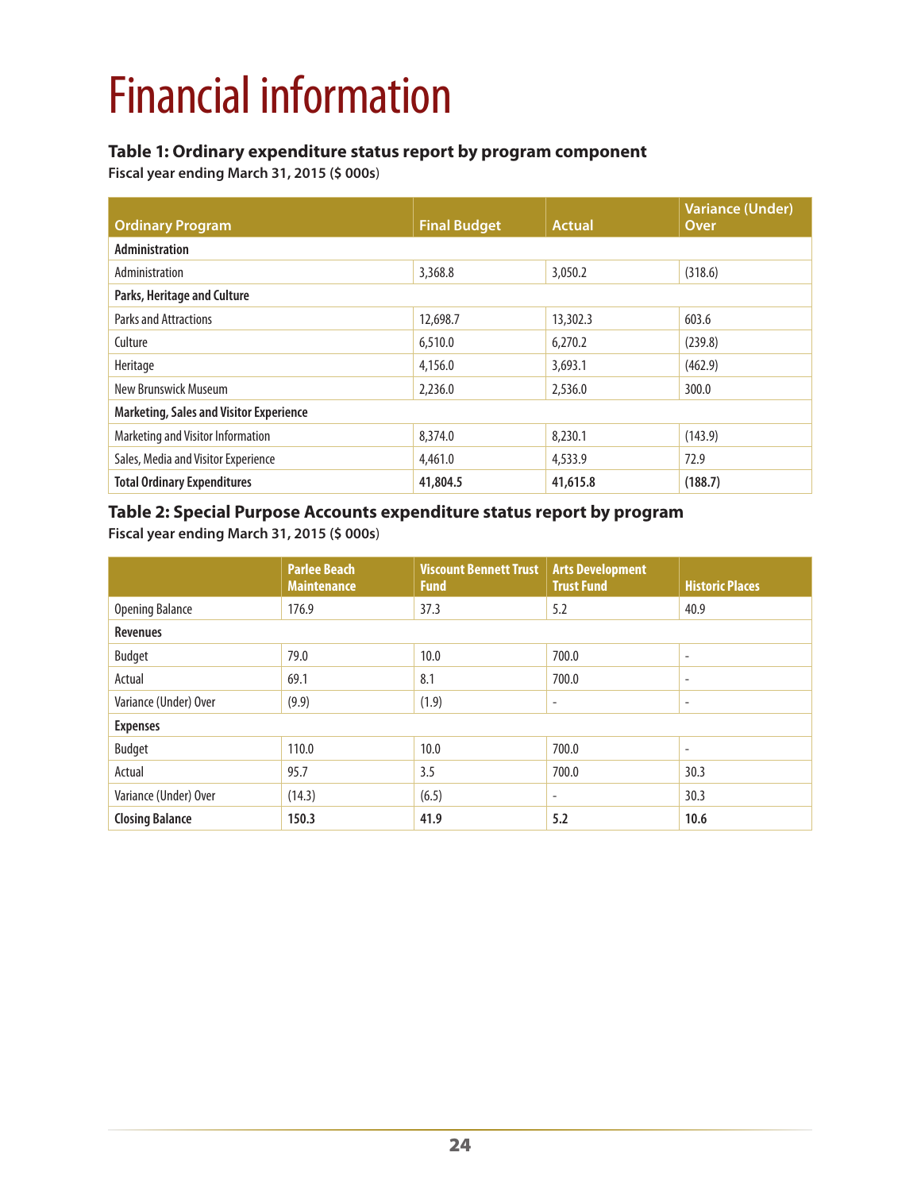# Financial information

### Table 1: Ordinary expenditure status report by program component

**Fiscal year ending March 31, 2015 ($ 000s)**

| Ordinary Program | Final Budget | Actual | Variance (Under) Over |
|---|---|---|---|
| **Administration** | | | |
| Administration | 3,368.8 | 3,050.2 | (318.6) |
| **Parks, Heritage and Culture** | | | |
| Parks and Attractions | 12,698.7 | 13,302.3 | 603.6 |
| Culture | 6,510.0 | 6,270.2 | (239.8) |
| Heritage | 4,156.0 | 3,693.1 | (462.9) |
| New Brunswick Museum | 2,236.0 | 2,536.0 | 300.0 |
| **Marketing, Sales and Visitor Experience** | | | |
| Marketing and Visitor Information | 8,374.0 | 8,230.1 | (143.9) |
| Sales, Media and Visitor Experience | 4,461.0 | 4,533.9 | 72.9 |
| **Total Ordinary Expenditures** | **41,804.5** | **41,615.8** | **(188.7)** |

### Table 2: Special Purpose Accounts expenditure status report by program

**Fiscal year ending March 31, 2015 ($ 000s)**

| | Parlee Beach Maintenance | Viscount Bennett Trust Fund | Arts Development Trust Fund | Historic Places |
|---|---|---|---|---|
| Opening Balance | 176.9 | 37.3 | 5.2 | 40.9 |
| **Revenues** | | | | |
| Budget | 79.0 | 10.0 | 700.0 | - |
| Actual | 69.1 | 8.1 | 700.0 | - |
| Variance (Under) Over | (9.9) | (1.9) | - | - |
| **Expenses** | | | | |
| Budget | 110.0 | 10.0 | 700.0 | - |
| Actual | 95.7 | 3.5 | 700.0 | 30.3 |
| Variance (Under) Over | (14.3) | (6.5) | - | 30.3 |
| **Closing Balance** | **150.3** | **41.9** | **5.2** | **10.6** |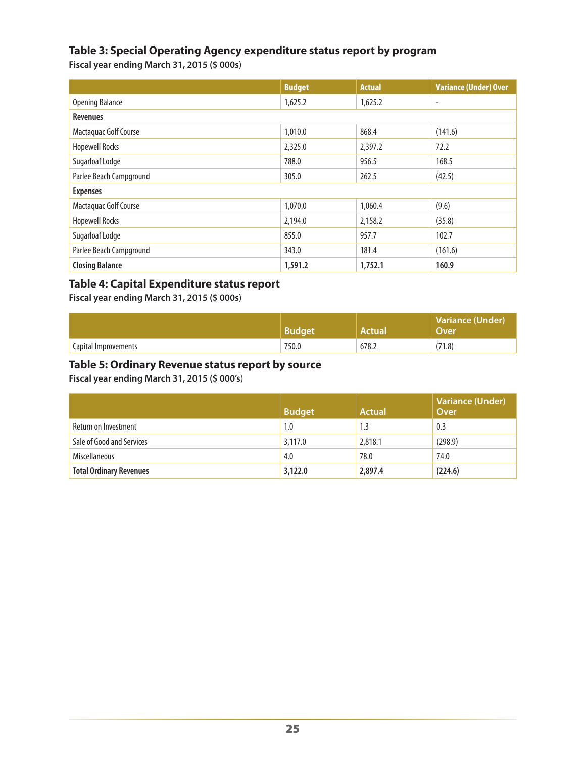## Table 3: Special Operating Agency expenditure status report by program

**Fiscal year ending March 31, 2015 ($ 000s)**

| | Budget | Actual | Variance (Under) Over |
|---|---|---|---|
| Opening Balance | 1,625.2 | 1,625.2 | - |
| **Revenues** | | | |
| Mactaquac Golf Course | 1,010.0 | 868.4 | (141.6) |
| Hopewell Rocks | 2,325.0 | 2,397.2 | 72.2 |
| Sugarloaf Lodge | 788.0 | 956.5 | 168.5 |
| Parlee Beach Campground | 305.0 | 262.5 | (42.5) |
| **Expenses** | | | |
| Mactaquac Golf Course | 1,070.0 | 1,060.4 | (9.6) |
| Hopewell Rocks | 2,194.0 | 2,158.2 | (35.8) |
| Sugarloaf Lodge | 855.0 | 957.7 | 102.7 |
| Parlee Beach Campground | 343.0 | 181.4 | (161.6) |
| **Closing Balance** | **1,591.2** | **1,752.1** | **160.9** |

## Table 4: Capital Expenditure status report

**Fiscal year ending March 31, 2015 ($ 000s)**

| | Budget | Actual | Variance (Under) Over |
|---|---|---|---|
| Capital Improvements | 750.0 | 678.2 | (71.8) |

## Table 5: Ordinary Revenue status report by source

**Fiscal year ending March 31, 2015 ($ 000's)**

| | Budget | Actual | Variance (Under) Over |
|---|---|---|---|
| Return on Investment | 1.0 | 1.3 | 0.3 |
| Sale of Good and Services | 3,117.0 | 2,818.1 | (298.9) |
| Miscellaneous | 4.0 | 78.0 | 74.0 |
| **Total Ordinary Revenues** | **3,122.0** | **2,897.4** | **(224.6)** |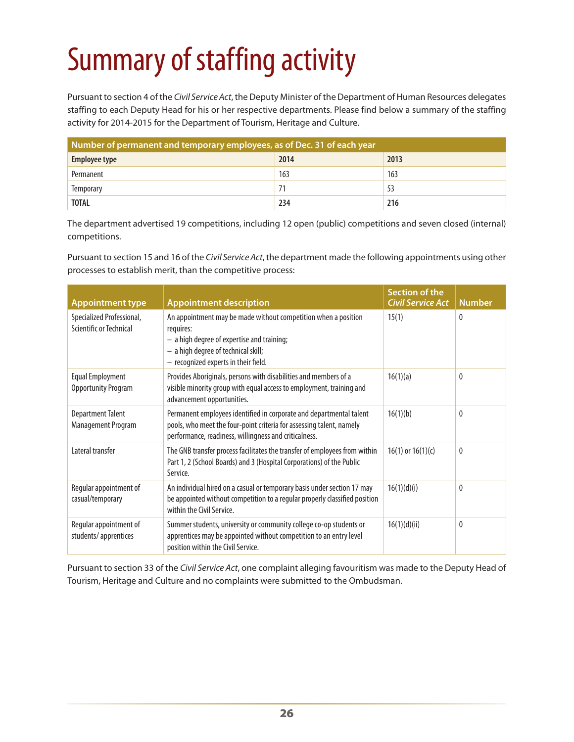# Summary of staffing activity

Pursuant to section 4 of the *Civil Service Act*, the Deputy Minister of the Department of Human Resources delegates staffing to each Deputy Head for his or her respective departments. Please find below a summary of the staffing activity for 2014-2015 for the Department of Tourism, Heritage and Culture.

| Number of permanent and temporary employees, as of Dec. 31 of each year | | |
|---|---|---|
| **Employee type** | **2014** | **2013** |
| Permanent | 163 | 163 |
| Temporary | 71 | 53 |
| **TOTAL** | **234** | **216** |

The department advertised 19 competitions, including 12 open (public) competitions and seven closed (internal) competitions.

Pursuant to section 15 and 16 of the *Civil Service Act*, the department made the following appointments using other processes to establish merit, than the competitive process:

| Appointment type | Appointment description | Section of the *Civil Service Act* | Number |
|---|---|---|---|
| Specialized Professional, Scientific or Technical | An appointment may be made without competition when a position requires:<br>– a high degree of expertise and training;<br>– a high degree of technical skill;<br>– recognized experts in their field. | 15(1) | 0 |
| Equal Employment Opportunity Program | Provides Aboriginals, persons with disabilities and members of a visible minority group with equal access to employment, training and advancement opportunities. | 16(1)(a) | 0 |
| Department Talent Management Program | Permanent employees identified in corporate and departmental talent pools, who meet the four-point criteria for assessing talent, namely performance, readiness, willingness and criticalness. | 16(1)(b) | 0 |
| Lateral transfer | The GNB transfer process facilitates the transfer of employees from within Part 1, 2 (School Boards) and 3 (Hospital Corporations) of the Public Service. | 16(1) or 16(1)(c) | 0 |
| Regular appointment of casual/temporary | An individual hired on a casual or temporary basis under section 17 may be appointed without competition to a regular properly classified position within the Civil Service. | 16(1)(d)(i) | 0 |
| Regular appointment of students/ apprentices | Summer students, university or community college co-op students or apprentices may be appointed without competition to an entry level position within the Civil Service. | 16(1)(d)(ii) | 0 |

Pursuant to section 33 of the *Civil Service Act*, one complaint alleging favouritism was made to the Deputy Head of Tourism, Heritage and Culture and no complaints were submitted to the Ombudsman.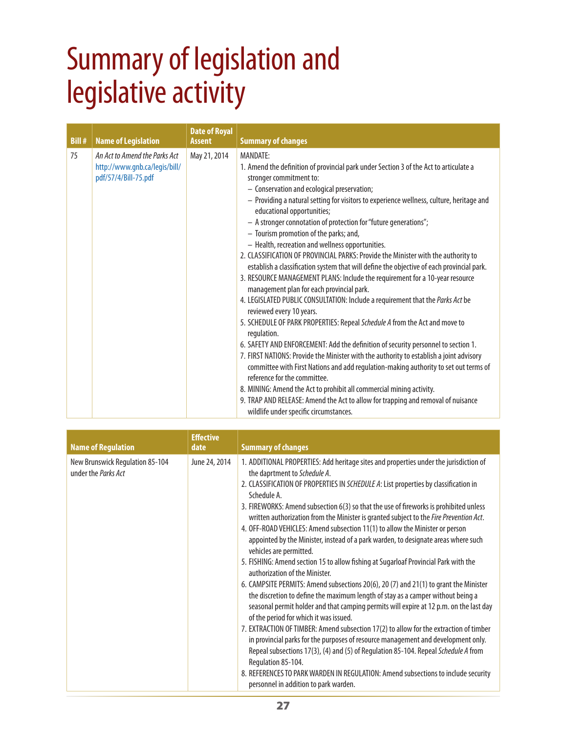# Summary of legislation and legislative activity

| Bill # | Name of Legislation | Date of Royal Assent | Summary of changes |
|---|---|---|---|
| 75 | *An Act to Amend the Parks Act* http://www.gnb.ca/legis/bill/pdf/57/4/Bill-75.pdf | May 21, 2014 | MANDATE:<br>1. Amend the definition of provincial park under Section 3 of the Act to articulate a stronger commitment to:<br>– Conservation and ecological preservation;<br>– Providing a natural setting for visitors to experience wellness, culture, heritage and educational opportunities;<br>– A stronger connotation of protection for "future generations";<br>– Tourism promotion of the parks; and,<br>– Health, recreation and wellness opportunities.<br>2. CLASSIFICATION OF PROVINCIAL PARKS: Provide the Minister with the authority to establish a classification system that will define the objective of each provincial park.<br>3. RESOURCE MANAGEMENT PLANS: Include the requirement for a 10-year resource management plan for each provincial park.<br>4. LEGISLATED PUBLIC CONSULTATION: Include a requirement that the *Parks Act* be reviewed every 10 years.<br>5. SCHEDULE OF PARK PROPERTIES: Repeal *Schedule A* from the Act and move to regulation.<br>6. SAFETY AND ENFORCEMENT: Add the definition of security personnel to section 1.<br>7. FIRST NATIONS: Provide the Minister with the authority to establish a joint advisory committee with First Nations and add regulation-making authority to set out terms of reference for the committee.<br>8. MINING: Amend the Act to prohibit all commercial mining activity.<br>9. TRAP AND RELEASE: Amend the Act to allow for trapping and removal of nuisance wildlife under specific circumstances. |

| Name of Regulation | Effective date | Summary of changes |
|---|---|---|
| New Brunswick Regulation 85-104 under the *Parks Act* | June 24, 2014 | 1. ADDITIONAL PROPERTIES: Add heritage sites and properties under the jurisdiction of the daprtment to *Schedule A*.<br>2. CLASSIFICATION OF PROPERTIES IN *SCHEDULE A*: List properties by classification in Schedule A.<br>3. FIREWORKS: Amend subsection 6(3) so that the use of fireworks is prohibited unless written authorization from the Minister is granted subject to the *Fire Prevention Act*.<br>4. OFF-ROAD VEHICLES: Amend subsection 11(1) to allow the Minister or person appointed by the Minister, instead of a park warden, to designate areas where such vehicles are permitted.<br>5. FISHING: Amend section 15 to allow fishing at Sugarloaf Provincial Park with the authorization of the Minister.<br>6. CAMPSITE PERMITS: Amend subsections 20(6), 20 (7) and 21(1) to grant the Minister the discretion to define the maximum length of stay as a camper without being a seasonal permit holder and that camping permits will expire at 12 p.m. on the last day of the period for which it was issued.<br>7. EXTRACTION OF TIMBER: Amend subsection 17(2) to allow for the extraction of timber in provincial parks for the purposes of resource management and development only. Repeal subsections 17(3), (4) and (5) of Regulation 85-104. Repeal *Schedule A* from Regulation 85-104.<br>8. REFERENCES TO PARK WARDEN IN REGULATION: Amend subsections to include security personnel in addition to park warden. |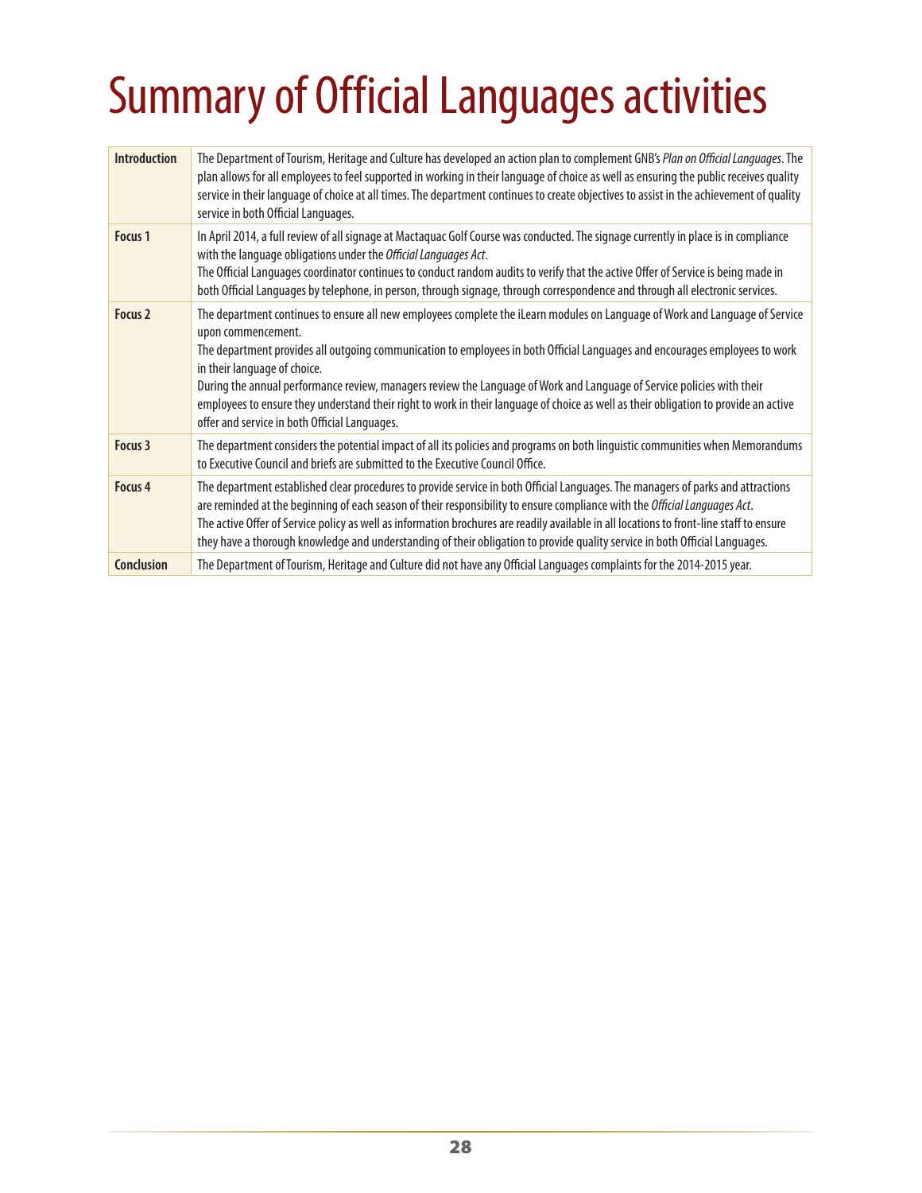# Summary of Official Languages activities

| | |
|---|---|
| **Introduction** | The Department of Tourism, Heritage and Culture has developed an action plan to complement GNB's *Plan on Official Languages*. The plan allows for all employees to feel supported in working in their language of choice as well as ensuring the public receives quality service in their language of choice at all times. The department continues to create objectives to assist in the achievement of quality service in both Official Languages. |
| **Focus 1** | In April 2014, a full review of all signage at Mactaquac Golf Course was conducted. The signage currently in place is in compliance with the language obligations under the *Official Languages Act*.<br>The Official Languages coordinator continues to conduct random audits to verify that the active Offer of Service is being made in both Official Languages by telephone, in person, through signage, through correspondence and through all electronic services. |
| **Focus 2** | The department continues to ensure all new employees complete the iLearn modules on Language of Work and Language of Service upon commencement.<br>The department provides all outgoing communication to employees in both Official Languages and encourages employees to work in their language of choice.<br>During the annual performance review, managers review the Language of Work and Language of Service policies with their employees to ensure they understand their right to work in their language of choice as well as their obligation to provide an active offer and service in both Official Languages. |
| **Focus 3** | The department considers the potential impact of all its policies and programs on both linguistic communities when Memorandums to Executive Council and briefs are submitted to the Executive Council Office. |
| **Focus 4** | The department established clear procedures to provide service in both Official Languages. The managers of parks and attractions are reminded at the beginning of each season of their responsibility to ensure compliance with the *Official Languages Act*.<br>The active Offer of Service policy as well as information brochures are readily available in all locations to front-line staff to ensure they have a thorough knowledge and understanding of their obligation to provide quality service in both Official Languages. |
| **Conclusion** | The Department of Tourism, Heritage and Culture did not have any Official Languages complaints for the 2014-2015 year. |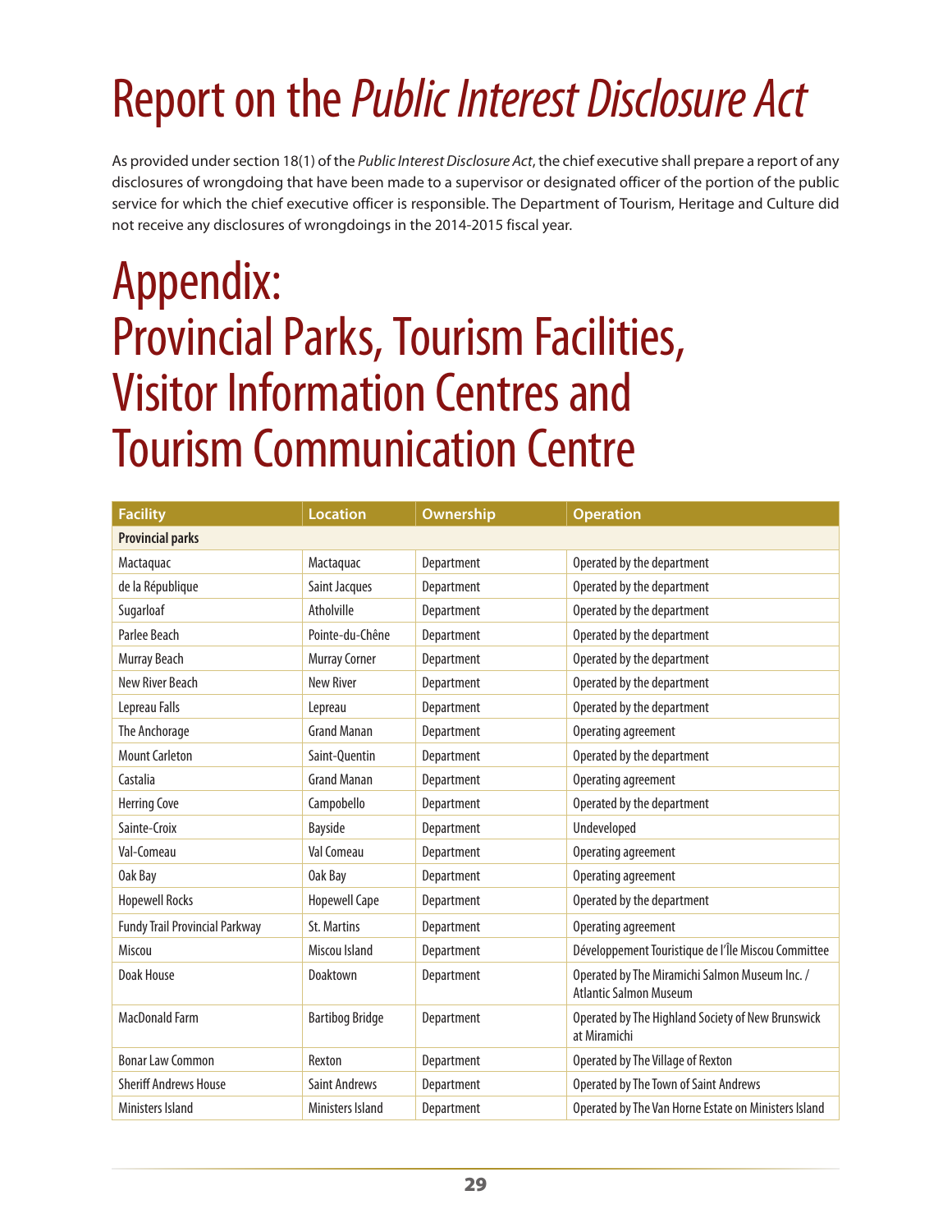# Report on the *Public Interest Disclosure Act*

As provided under section 18(1) of the *Public Interest Disclosure Act*, the chief executive shall prepare a report of any disclosures of wrongdoing that have been made to a supervisor or designated officer of the portion of the public service for which the chief executive officer is responsible. The Department of Tourism, Heritage and Culture did not receive any disclosures of wrongdoings in the 2014-2015 fiscal year.

# Appendix: Provincial Parks, Tourism Facilities, Visitor Information Centres and Tourism Communication Centre

| Facility | Location | Ownership | Operation |
|---|---|---|---|
| **Provincial parks** | | | |
| Mactaquac | Mactaquac | Department | Operated by the department |
| de la République | Saint Jacques | Department | Operated by the department |
| Sugarloaf | Atholville | Department | Operated by the department |
| Parlee Beach | Pointe-du-Chêne | Department | Operated by the department |
| Murray Beach | Murray Corner | Department | Operated by the department |
| New River Beach | New River | Department | Operated by the department |
| Lepreau Falls | Lepreau | Department | Operated by the department |
| The Anchorage | Grand Manan | Department | Operating agreement |
| Mount Carleton | Saint-Quentin | Department | Operated by the department |
| Castalia | Grand Manan | Department | Operating agreement |
| Herring Cove | Campobello | Department | Operated by the department |
| Sainte-Croix | Bayside | Department | Undeveloped |
| Val-Comeau | Val Comeau | Department | Operating agreement |
| Oak Bay | Oak Bay | Department | Operating agreement |
| Hopewell Rocks | Hopewell Cape | Department | Operated by the department |
| Fundy Trail Provincial Parkway | St. Martins | Department | Operating agreement |
| Miscou | Miscou Island | Department | Développement Touristique de l'Île Miscou Committee |
| Doak House | Doaktown | Department | Operated by The Miramichi Salmon Museum Inc. / Atlantic Salmon Museum |
| MacDonald Farm | Bartibog Bridge | Department | Operated by The Highland Society of New Brunswick at Miramichi |
| Bonar Law Common | Rexton | Department | Operated by The Village of Rexton |
| Sheriff Andrews House | Saint Andrews | Department | Operated by The Town of Saint Andrews |
| Ministers Island | Ministers Island | Department | Operated by The Van Horne Estate on Ministers Island |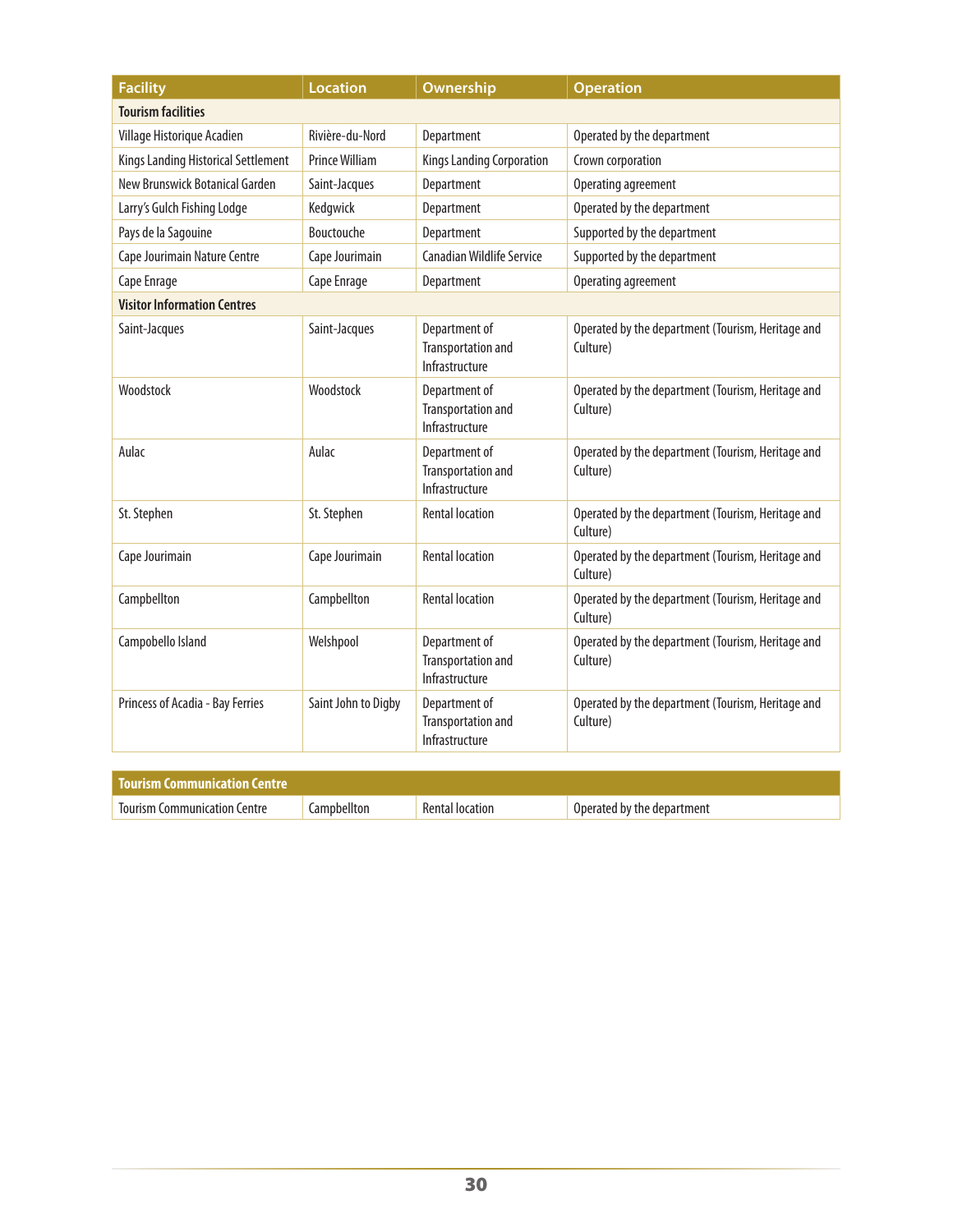| Facility | Location | Ownership | Operation |
|---|---|---|---|
| **Tourism facilities** | | | |
| Village Historique Acadien | Rivière-du-Nord | Department | Operated by the department |
| Kings Landing Historical Settlement | Prince William | Kings Landing Corporation | Crown corporation |
| New Brunswick Botanical Garden | Saint-Jacques | Department | Operating agreement |
| Larry's Gulch Fishing Lodge | Kedgwick | Department | Operated by the department |
| Pays de la Sagouine | Bouctouche | Department | Supported by the department |
| Cape Jourimain Nature Centre | Cape Jourimain | Canadian Wildlife Service | Supported by the department |
| Cape Enrage | Cape Enrage | Department | Operating agreement |
| **Visitor Information Centres** | | | |
| Saint-Jacques | Saint-Jacques | Department of Transportation and Infrastructure | Operated by the department (Tourism, Heritage and Culture) |
| Woodstock | Woodstock | Department of Transportation and Infrastructure | Operated by the department (Tourism, Heritage and Culture) |
| Aulac | Aulac | Department of Transportation and Infrastructure | Operated by the department (Tourism, Heritage and Culture) |
| St. Stephen | St. Stephen | Rental location | Operated by the department (Tourism, Heritage and Culture) |
| Cape Jourimain | Cape Jourimain | Rental location | Operated by the department (Tourism, Heritage and Culture) |
| Campbellton | Campbellton | Rental location | Operated by the department (Tourism, Heritage and Culture) |
| Campobello Island | Welshpool | Department of Transportation and Infrastructure | Operated by the department (Tourism, Heritage and Culture) |
| Princess of Acadia - Bay Ferries | Saint John to Digby | Department of Transportation and Infrastructure | Operated by the department (Tourism, Heritage and Culture) |

| Tourism Communication Centre | | | |
|---|---|---|---|
| Tourism Communication Centre | Campbellton | Rental location | Operated by the department |